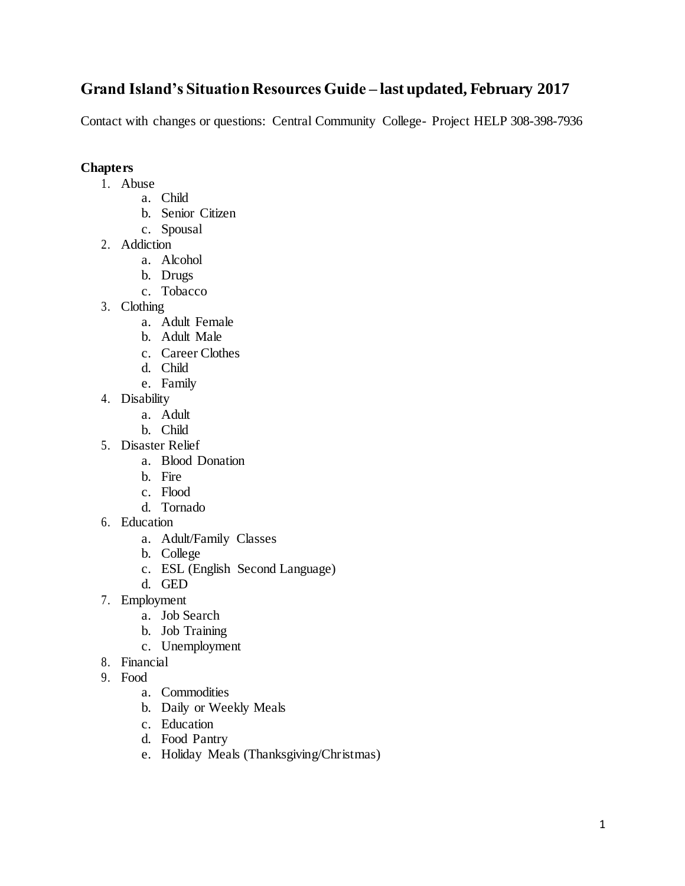# Grand Island's Situation Resources Guide – last updated, February 2017

Contact with changes or questions: Central Community College- Project HELP 308-398-7936

**Chapters**

1. Abuse
   a. Child
   b. Senior Citizen
   c. Spousal
2. Addiction
   a. Alcohol
   b. Drugs
   c. Tobacco
3. Clothing
   a. Adult Female
   b. Adult Male
   c. Career Clothes
   d. Child
   e. Family
4. Disability
   a. Adult
   b. Child
5. Disaster Relief
   a. Blood Donation
   b. Fire
   c. Flood
   d. Tornado
6. Education
   a. Adult/Family Classes
   b. College
   c. ESL (English Second Language)
   d. GED
7. Employment
   a. Job Search
   b. Job Training
   c. Unemployment
8. Financial
9. Food
   a. Commodities
   b. Daily or Weekly Meals
   c. Education
   d. Food Pantry
   e. Holiday Meals (Thanksgiving/Christmas)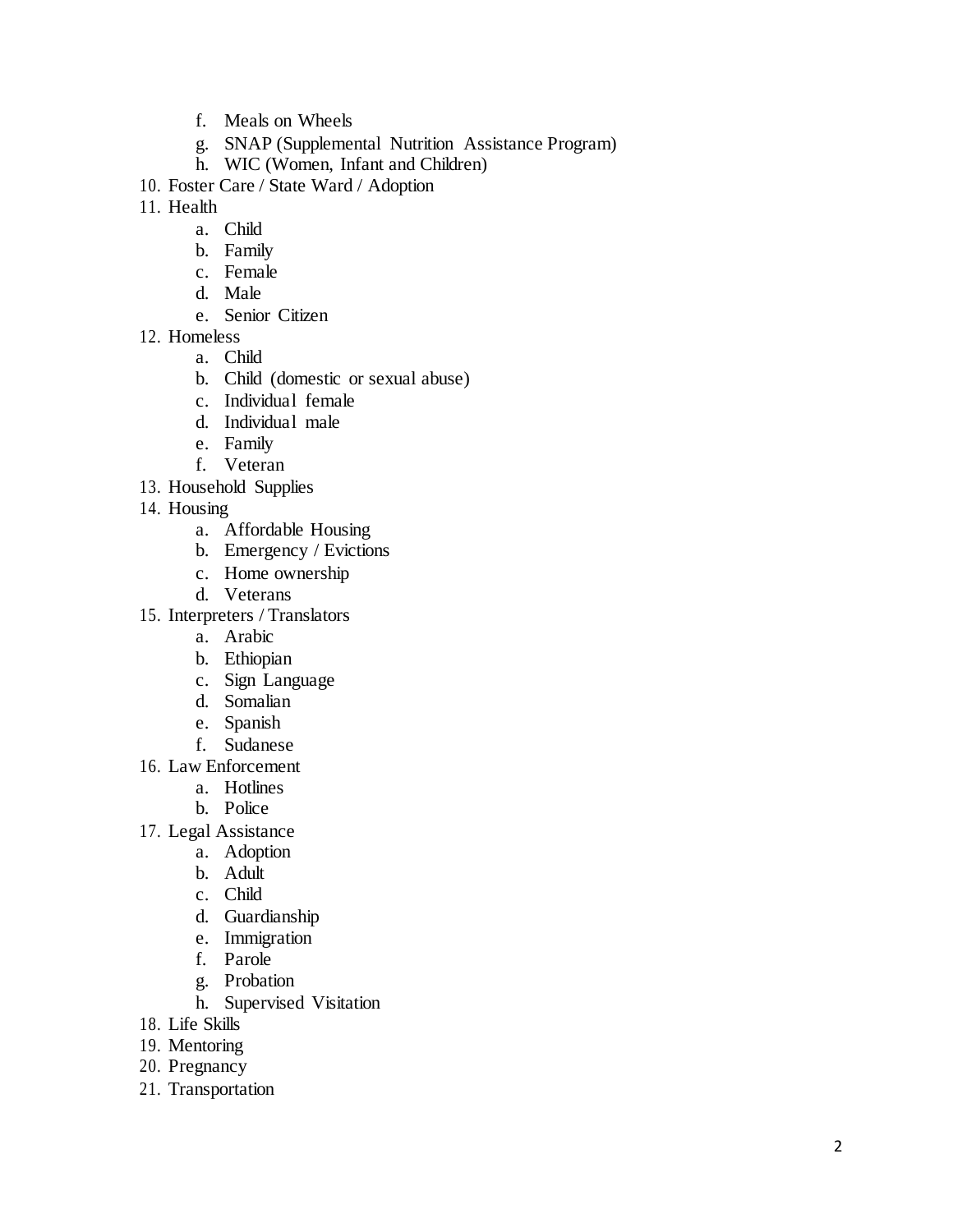f. Meals on Wheels
   g. SNAP (Supplemental Nutrition Assistance Program)
   h. WIC (Women, Infant and Children)

10. Foster Care / State Ward / Adoption
11. Health
    a. Child
    b. Family
    c. Female
    d. Male
    e. Senior Citizen
12. Homeless
    a. Child
    b. Child (domestic or sexual abuse)
    c. Individual female
    d. Individual male
    e. Family
    f. Veteran
13. Household Supplies
14. Housing
    a. Affordable Housing
    b. Emergency / Evictions
    c. Home ownership
    d. Veterans
15. Interpreters / Translators
    a. Arabic
    b. Ethiopian
    c. Sign Language
    d. Somalian
    e. Spanish
    f. Sudanese
16. Law Enforcement
    a. Hotlines
    b. Police
17. Legal Assistance
    a. Adoption
    b. Adult
    c. Child
    d. Guardianship
    e. Immigration
    f. Parole
    g. Probation
    h. Supervised Visitation
18. Life Skills
19. Mentoring
20. Pregnancy
21. Transportation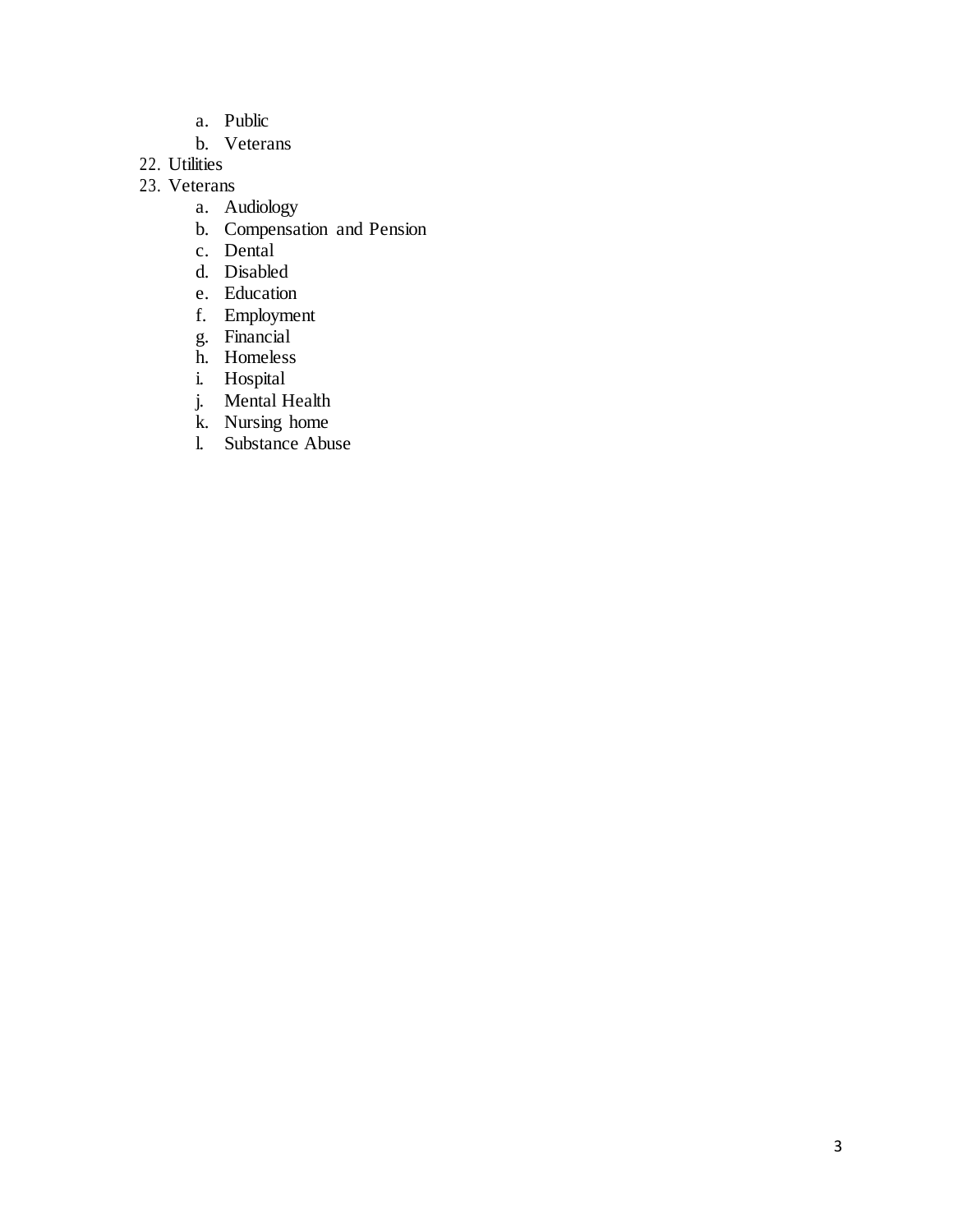a. Public
   b. Veterans

22. Utilities
23. Veterans
    a. Audiology
    b. Compensation and Pension
    c. Dental
    d. Disabled
    e. Education
    f. Employment
    g. Financial
    h. Homeless
    i. Hospital
    j. Mental Health
    k. Nursing home
    l. Substance Abuse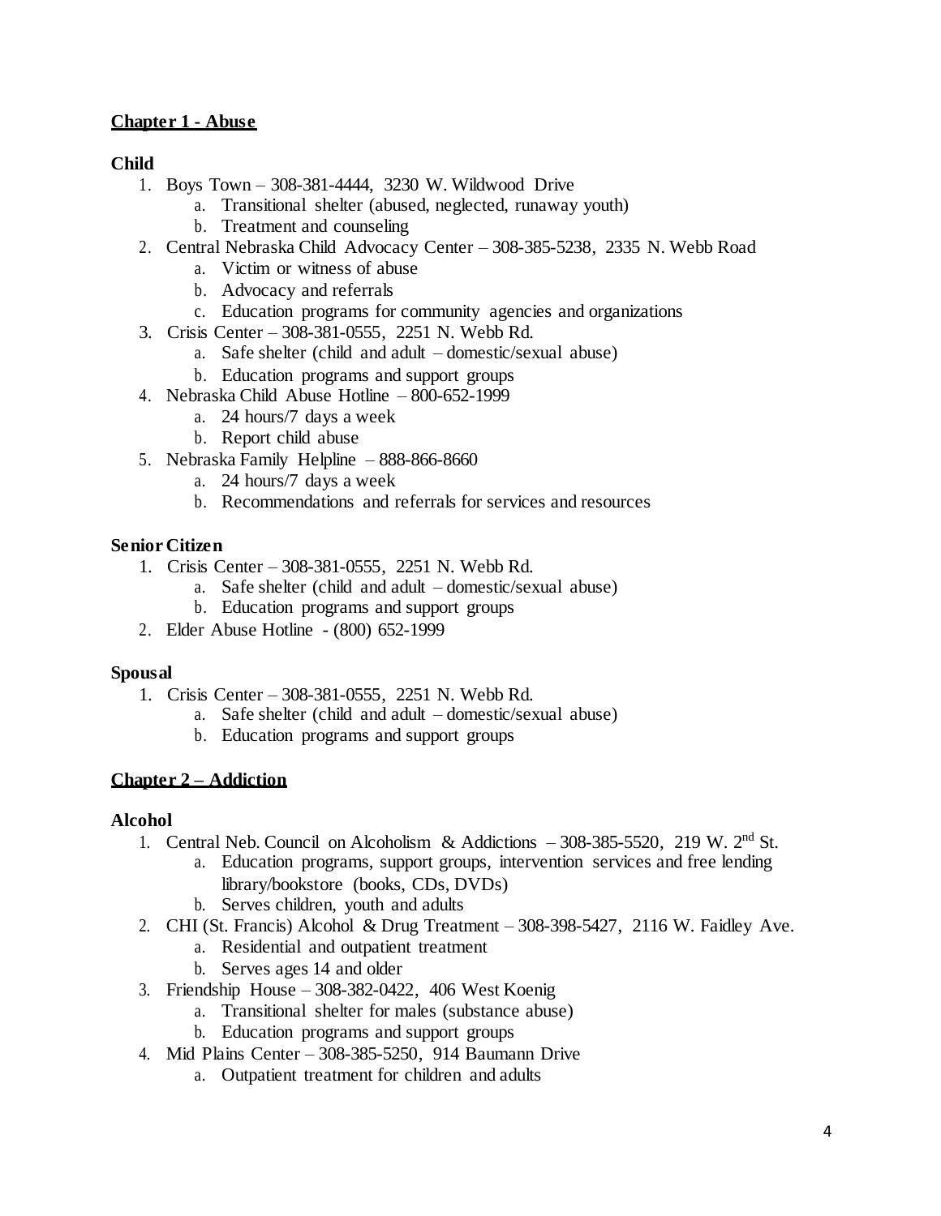## Chapter 1 - Abuse

### Child

1. Boys Town – 308-381-4444, 3230 W. Wildwood Drive
    a. Transitional shelter (abused, neglected, runaway youth)
    b. Treatment and counseling
2. Central Nebraska Child Advocacy Center – 308-385-5238, 2335 N. Webb Road
    a. Victim or witness of abuse
    b. Advocacy and referrals
    c. Education programs for community agencies and organizations
3. Crisis Center – 308-381-0555, 2251 N. Webb Rd.
    a. Safe shelter (child and adult – domestic/sexual abuse)
    b. Education programs and support groups
4. Nebraska Child Abuse Hotline – 800-652-1999
    a. 24 hours/7 days a week
    b. Report child abuse
5. Nebraska Family Helpline – 888-866-8660
    a. 24 hours/7 days a week
    b. Recommendations and referrals for services and resources

### Senior Citizen

1. Crisis Center – 308-381-0555, 2251 N. Webb Rd.
    a. Safe shelter (child and adult – domestic/sexual abuse)
    b. Education programs and support groups
2. Elder Abuse Hotline - (800) 652-1999

### Spousal

1. Crisis Center – 308-381-0555, 2251 N. Webb Rd.
    a. Safe shelter (child and adult – domestic/sexual abuse)
    b. Education programs and support groups

## Chapter 2 – Addiction

### Alcohol

1. Central Neb. Council on Alcoholism & Addictions – 308-385-5520, 219 W. 2nd St.
    a. Education programs, support groups, intervention services and free lending library/bookstore (books, CDs, DVDs)
    b. Serves children, youth and adults
2. CHI (St. Francis) Alcohol & Drug Treatment – 308-398-5427, 2116 W. Faidley Ave.
    a. Residential and outpatient treatment
    b. Serves ages 14 and older
3. Friendship House – 308-382-0422, 406 West Koenig
    a. Transitional shelter for males (substance abuse)
    b. Education programs and support groups
4. Mid Plains Center – 308-385-5250, 914 Baumann Drive
    a. Outpatient treatment for children and adults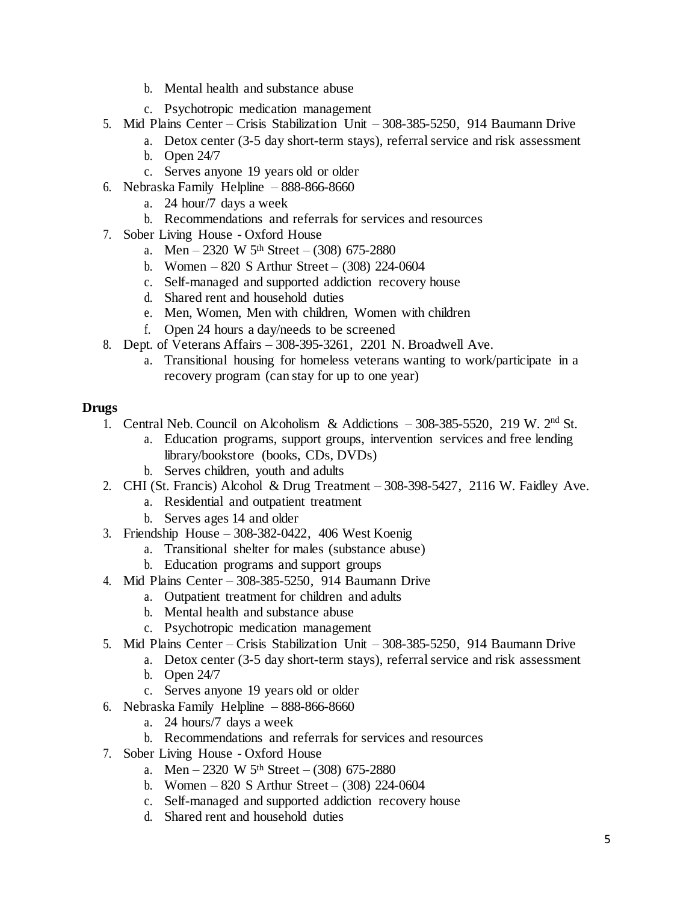b. Mental health and substance abuse
   c. Psychotropic medication management
5. Mid Plains Center – Crisis Stabilization Unit – 308-385-5250, 914 Baumann Drive
   a. Detox center (3-5 day short-term stays), referral service and risk assessment
   b. Open 24/7
   c. Serves anyone 19 years old or older
6. Nebraska Family Helpline – 888-866-8660
   a. 24 hour/7 days a week
   b. Recommendations and referrals for services and resources
7. Sober Living House - Oxford House
   a. Men – 2320 W 5th Street – (308) 675-2880
   b. Women – 820 S Arthur Street – (308) 224-0604
   c. Self-managed and supported addiction recovery house
   d. Shared rent and household duties
   e. Men, Women, Men with children, Women with children
   f. Open 24 hours a day/needs to be screened
8. Dept. of Veterans Affairs – 308-395-3261, 2201 N. Broadwell Ave.
   a. Transitional housing for homeless veterans wanting to work/participate in a recovery program (can stay for up to one year)

**Drugs**

1. Central Neb. Council on Alcoholism & Addictions – 308-385-5520, 219 W. 2nd St.
   a. Education programs, support groups, intervention services and free lending library/bookstore (books, CDs, DVDs)
   b. Serves children, youth and adults
2. CHI (St. Francis) Alcohol & Drug Treatment – 308-398-5427, 2116 W. Faidley Ave.
   a. Residential and outpatient treatment
   b. Serves ages 14 and older
3. Friendship House – 308-382-0422, 406 West Koenig
   a. Transitional shelter for males (substance abuse)
   b. Education programs and support groups
4. Mid Plains Center – 308-385-5250, 914 Baumann Drive
   a. Outpatient treatment for children and adults
   b. Mental health and substance abuse
   c. Psychotropic medication management
5. Mid Plains Center – Crisis Stabilization Unit – 308-385-5250, 914 Baumann Drive
   a. Detox center (3-5 day short-term stays), referral service and risk assessment
   b. Open 24/7
   c. Serves anyone 19 years old or older
6. Nebraska Family Helpline – 888-866-8660
   a. 24 hours/7 days a week
   b. Recommendations and referrals for services and resources
7. Sober Living House - Oxford House
   a. Men – 2320 W 5th Street – (308) 675-2880
   b. Women – 820 S Arthur Street – (308) 224-0604
   c. Self-managed and supported addiction recovery house
   d. Shared rent and household duties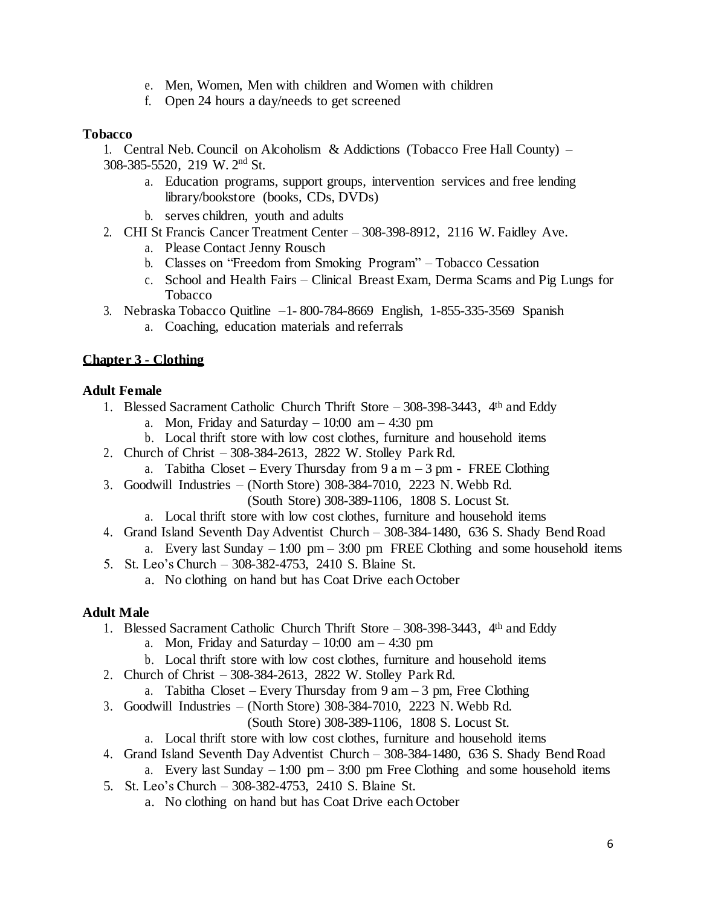e. Men, Women, Men with children and Women with children
f. Open 24 hours a day/needs to get screened

**Tobacco**

1. Central Neb. Council on Alcoholism & Addictions (Tobacco Free Hall County) – 308-385-5520, 219 W. 2nd St.
    a. Education programs, support groups, intervention services and free lending library/bookstore (books, CDs, DVDs)
    b. serves children, youth and adults
2. CHI St Francis Cancer Treatment Center – 308-398-8912, 2116 W. Faidley Ave.
    a. Please Contact Jenny Rousch
    b. Classes on "Freedom from Smoking Program" – Tobacco Cessation
    c. School and Health Fairs – Clinical Breast Exam, Derma Scams and Pig Lungs for Tobacco
3. Nebraska Tobacco Quitline –1- 800-784-8669 English, 1-855-335-3569 Spanish
    a. Coaching, education materials and referrals

## Chapter 3 - Clothing

**Adult Female**

1. Blessed Sacrament Catholic Church Thrift Store – 308-398-3443, 4th and Eddy
    a. Mon, Friday and Saturday – 10:00 am – 4:30 pm
    b. Local thrift store with low cost clothes, furniture and household items
2. Church of Christ – 308-384-2613, 2822 W. Stolley Park Rd.
    a. Tabitha Closet – Every Thursday from 9 a m – 3 pm - FREE Clothing
3. Goodwill Industries – (North Store) 308-384-7010, 2223 N. Webb Rd.
   (South Store) 308-389-1106, 1808 S. Locust St.
    a. Local thrift store with low cost clothes, furniture and household items
4. Grand Island Seventh Day Adventist Church – 308-384-1480, 636 S. Shady Bend Road
    a. Every last Sunday – 1:00 pm – 3:00 pm FREE Clothing and some household items
5. St. Leo's Church – 308-382-4753, 2410 S. Blaine St.
    a. No clothing on hand but has Coat Drive each October

**Adult Male**

1. Blessed Sacrament Catholic Church Thrift Store – 308-398-3443, 4th and Eddy
    a. Mon, Friday and Saturday – 10:00 am – 4:30 pm
    b. Local thrift store with low cost clothes, furniture and household items
2. Church of Christ – 308-384-2613, 2822 W. Stolley Park Rd.
    a. Tabitha Closet – Every Thursday from 9 am – 3 pm, Free Clothing
3. Goodwill Industries – (North Store) 308-384-7010, 2223 N. Webb Rd.
   (South Store) 308-389-1106, 1808 S. Locust St.
    a. Local thrift store with low cost clothes, furniture and household items
4. Grand Island Seventh Day Adventist Church – 308-384-1480, 636 S. Shady Bend Road
    a. Every last Sunday – 1:00 pm – 3:00 pm Free Clothing and some household items
5. St. Leo's Church – 308-382-4753, 2410 S. Blaine St.
    a. No clothing on hand but has Coat Drive each October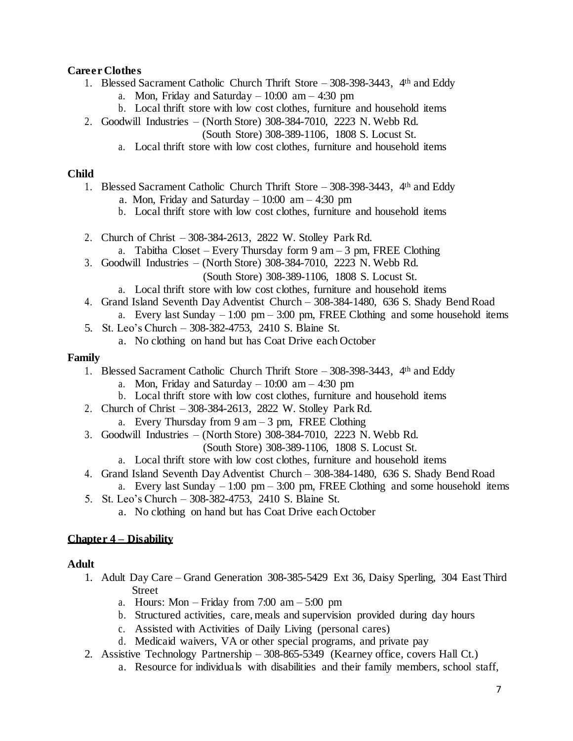**Career Clothes**

1. Blessed Sacrament Catholic Church Thrift Store – 308-398-3443, 4th and Eddy
   a. Mon, Friday and Saturday – 10:00 am – 4:30 pm
   b. Local thrift store with low cost clothes, furniture and household items
2. Goodwill Industries – (North Store) 308-384-7010, 2223 N. Webb Rd.
   (South Store) 308-389-1106, 1808 S. Locust St.
   a. Local thrift store with low cost clothes, furniture and household items

**Child**

1. Blessed Sacrament Catholic Church Thrift Store – 308-398-3443, 4th and Eddy
   a. Mon, Friday and Saturday – 10:00 am – 4:30 pm
   b. Local thrift store with low cost clothes, furniture and household items
2. Church of Christ – 308-384-2613, 2822 W. Stolley Park Rd.
   a. Tabitha Closet – Every Thursday form 9 am – 3 pm, FREE Clothing
3. Goodwill Industries – (North Store) 308-384-7010, 2223 N. Webb Rd.
   (South Store) 308-389-1106, 1808 S. Locust St.
   a. Local thrift store with low cost clothes, furniture and household items
4. Grand Island Seventh Day Adventist Church – 308-384-1480, 636 S. Shady Bend Road
   a. Every last Sunday – 1:00 pm – 3:00 pm, FREE Clothing and some household items
5. St. Leo's Church – 308-382-4753, 2410 S. Blaine St.
   a. No clothing on hand but has Coat Drive each October

**Family**

1. Blessed Sacrament Catholic Church Thrift Store – 308-398-3443, 4th and Eddy
   a. Mon, Friday and Saturday – 10:00 am – 4:30 pm
   b. Local thrift store with low cost clothes, furniture and household items
2. Church of Christ – 308-384-2613, 2822 W. Stolley Park Rd.
   a. Every Thursday from 9 am – 3 pm, FREE Clothing
3. Goodwill Industries – (North Store) 308-384-7010, 2223 N. Webb Rd.
   (South Store) 308-389-1106, 1808 S. Locust St.
   a. Local thrift store with low cost clothes, furniture and household items
4. Grand Island Seventh Day Adventist Church – 308-384-1480, 636 S. Shady Bend Road
   a. Every last Sunday – 1:00 pm – 3:00 pm, FREE Clothing and some household items
5. St. Leo's Church – 308-382-4753, 2410 S. Blaine St.
   a. No clothing on hand but has Coat Drive each October

## Chapter 4 – Disability

**Adult**

1. Adult Day Care – Grand Generation 308-385-5429 Ext 36, Daisy Sperling, 304 East Third Street
   a. Hours: Mon – Friday from 7:00 am – 5:00 pm
   b. Structured activities, care, meals and supervision provided during day hours
   c. Assisted with Activities of Daily Living (personal cares)
   d. Medicaid waivers, VA or other special programs, and private pay
2. Assistive Technology Partnership – 308-865-5349 (Kearney office, covers Hall Ct.)
   a. Resource for individuals with disabilities and their family members, school staff,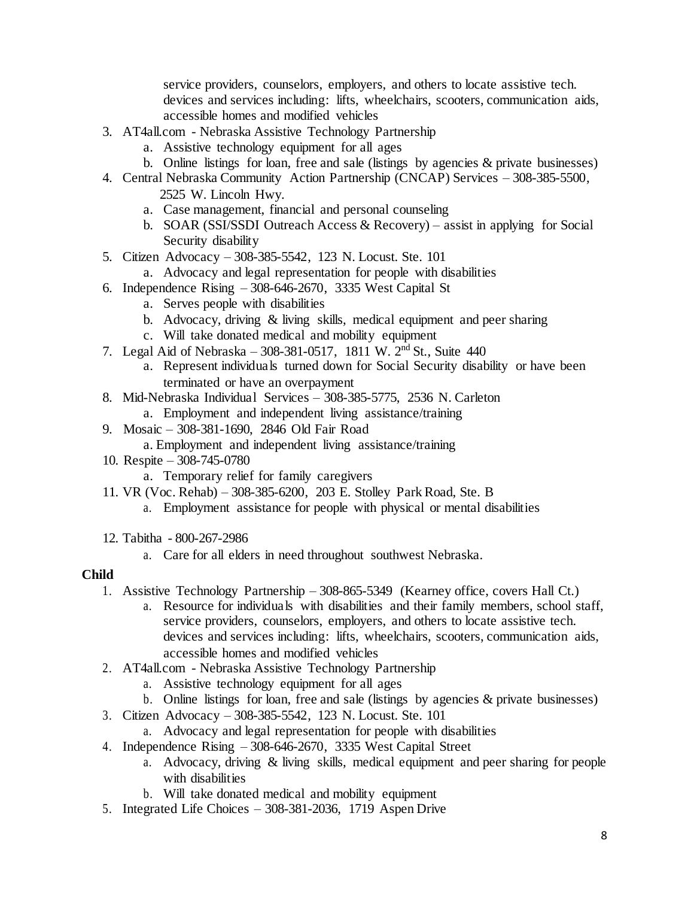service providers, counselors, employers, and others to locate assistive tech. devices and services including: lifts, wheelchairs, scooters, communication aids, accessible homes and modified vehicles

3. AT4all.com - Nebraska Assistive Technology Partnership
   a. Assistive technology equipment for all ages
   b. Online listings for loan, free and sale (listings by agencies & private businesses)
4. Central Nebraska Community Action Partnership (CNCAP) Services – 308-385-5500, 2525 W. Lincoln Hwy.
   a. Case management, financial and personal counseling
   b. SOAR (SSI/SSDI Outreach Access & Recovery) – assist in applying for Social Security disability
5. Citizen Advocacy – 308-385-5542, 123 N. Locust. Ste. 101
   a. Advocacy and legal representation for people with disabilities
6. Independence Rising – 308-646-2670, 3335 West Capital St
   a. Serves people with disabilities
   b. Advocacy, driving & living skills, medical equipment and peer sharing
   c. Will take donated medical and mobility equipment
7. Legal Aid of Nebraska – 308-381-0517, 1811 W. 2nd St., Suite 440
   a. Represent individuals turned down for Social Security disability or have been terminated or have an overpayment
8. Mid-Nebraska Individual Services – 308-385-5775, 2536 N. Carleton
   a. Employment and independent living assistance/training
9. Mosaic – 308-381-1690, 2846 Old Fair Road
   a. Employment and independent living assistance/training
10. Respite – 308-745-0780
    a. Temporary relief for family caregivers
11. VR (Voc. Rehab) – 308-385-6200, 203 E. Stolley Park Road, Ste. B
    a. Employment assistance for people with physical or mental disabilities
12. Tabitha - 800-267-2986
    a. Care for all elders in need throughout southwest Nebraska.

**Child**

1. Assistive Technology Partnership – 308-865-5349 (Kearney office, covers Hall Ct.)
   a. Resource for individuals with disabilities and their family members, school staff, service providers, counselors, employers, and others to locate assistive tech. devices and services including: lifts, wheelchairs, scooters, communication aids, accessible homes and modified vehicles
2. AT4all.com - Nebraska Assistive Technology Partnership
   a. Assistive technology equipment for all ages
   b. Online listings for loan, free and sale (listings by agencies & private businesses)
3. Citizen Advocacy – 308-385-5542, 123 N. Locust. Ste. 101
   a. Advocacy and legal representation for people with disabilities
4. Independence Rising – 308-646-2670, 3335 West Capital Street
   a. Advocacy, driving & living skills, medical equipment and peer sharing for people with disabilities
   b. Will take donated medical and mobility equipment
5. Integrated Life Choices – 308-381-2036, 1719 Aspen Drive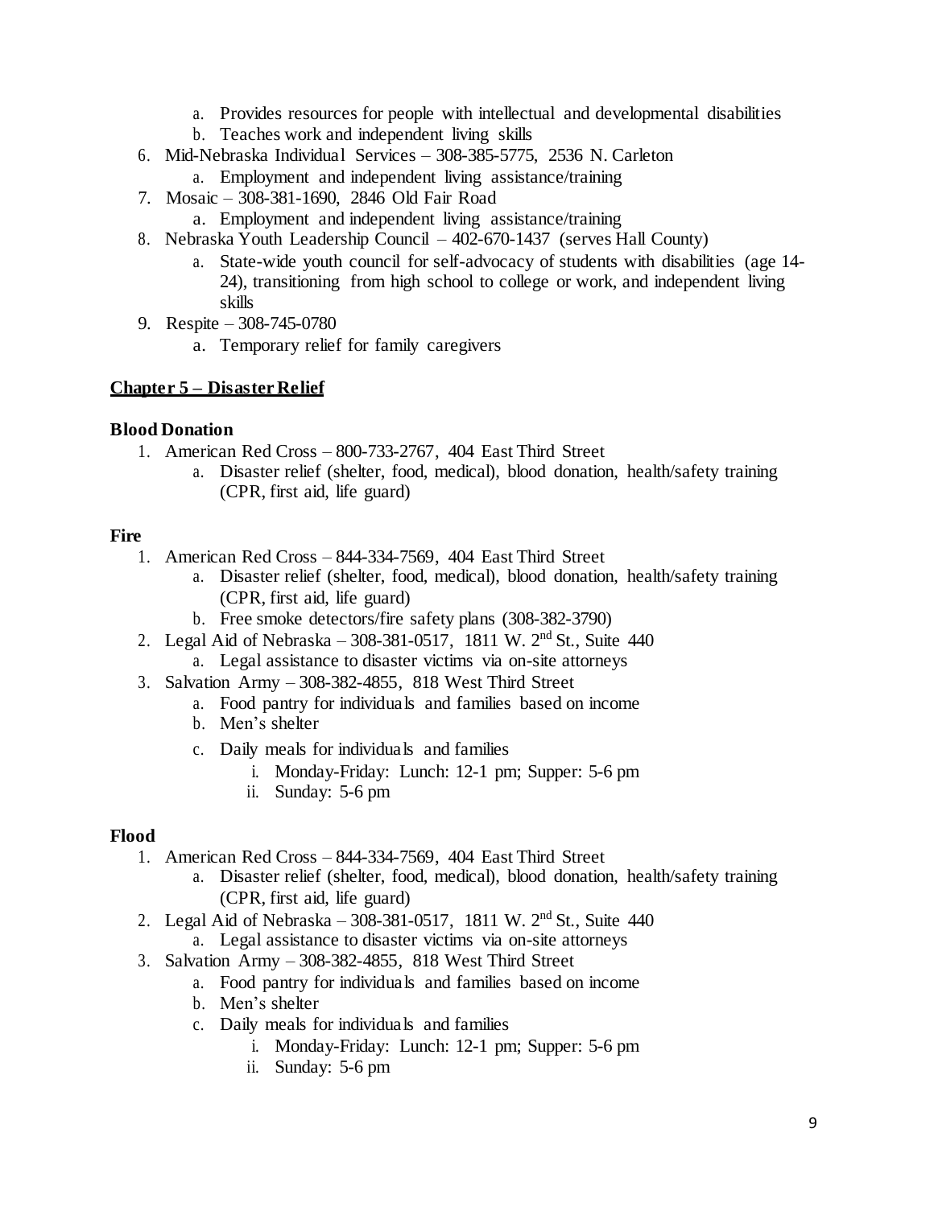a. Provides resources for people with intellectual and developmental disabilities
   b. Teaches work and independent living skills
6. Mid-Nebraska Individual Services – 308-385-5775, 2536 N. Carleton
   a. Employment and independent living assistance/training
7. Mosaic – 308-381-1690, 2846 Old Fair Road
   a. Employment and independent living assistance/training
8. Nebraska Youth Leadership Council – 402-670-1437 (serves Hall County)
   a. State-wide youth council for self-advocacy of students with disabilities (age 14-24), transitioning from high school to college or work, and independent living skills
9. Respite – 308-745-0780
   a. Temporary relief for family caregivers

## Chapter 5 – Disaster Relief

### Blood Donation

1. American Red Cross – 800-733-2767, 404 East Third Street
   a. Disaster relief (shelter, food, medical), blood donation, health/safety training (CPR, first aid, life guard)

### Fire

1. American Red Cross – 844-334-7569, 404 East Third Street
   a. Disaster relief (shelter, food, medical), blood donation, health/safety training (CPR, first aid, life guard)
   b. Free smoke detectors/fire safety plans (308-382-3790)
2. Legal Aid of Nebraska – 308-381-0517, 1811 W. 2nd St., Suite 440
   a. Legal assistance to disaster victims via on-site attorneys
3. Salvation Army – 308-382-4855, 818 West Third Street
   a. Food pantry for individuals and families based on income
   b. Men's shelter
   c. Daily meals for individuals and families
      i. Monday-Friday: Lunch: 12-1 pm; Supper: 5-6 pm
      ii. Sunday: 5-6 pm

### Flood

1. American Red Cross – 844-334-7569, 404 East Third Street
   a. Disaster relief (shelter, food, medical), blood donation, health/safety training (CPR, first aid, life guard)
2. Legal Aid of Nebraska – 308-381-0517, 1811 W. 2nd St., Suite 440
   a. Legal assistance to disaster victims via on-site attorneys
3. Salvation Army – 308-382-4855, 818 West Third Street
   a. Food pantry for individuals and families based on income
   b. Men's shelter
   c. Daily meals for individuals and families
      i. Monday-Friday: Lunch: 12-1 pm; Supper: 5-6 pm
      ii. Sunday: 5-6 pm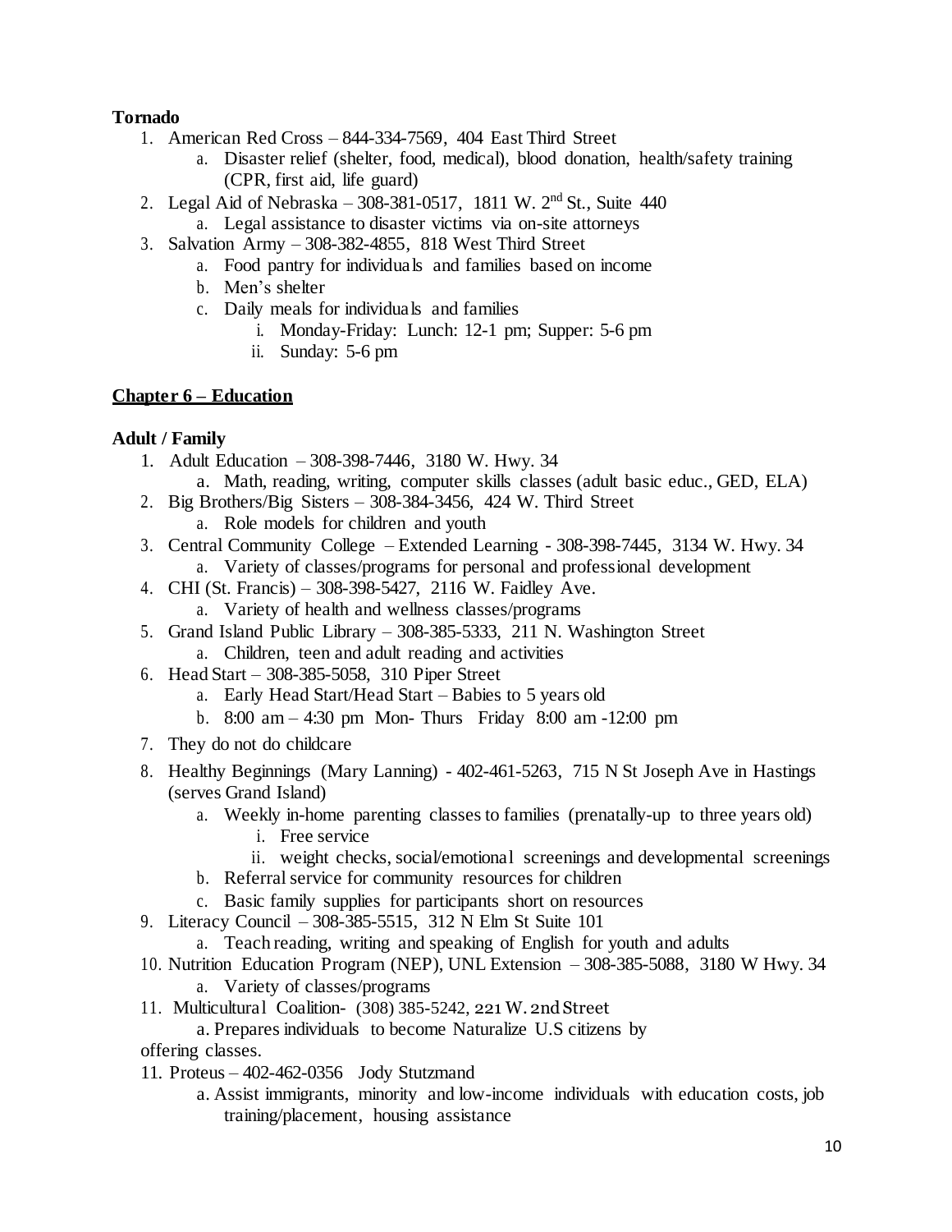**Tornado**

1. American Red Cross – 844-334-7569, 404 East Third Street
    a. Disaster relief (shelter, food, medical), blood donation, health/safety training (CPR, first aid, life guard)
2. Legal Aid of Nebraska – 308-381-0517, 1811 W. 2nd St., Suite 440
    a. Legal assistance to disaster victims via on-site attorneys
3. Salvation Army – 308-382-4855, 818 West Third Street
    a. Food pantry for individuals and families based on income
    b. Men's shelter
    c. Daily meals for individuals and families
        i. Monday-Friday: Lunch: 12-1 pm; Supper: 5-6 pm
        ii. Sunday: 5-6 pm

## Chapter 6 – Education

**Adult / Family**

1. Adult Education – 308-398-7446, 3180 W. Hwy. 34
    a. Math, reading, writing, computer skills classes (adult basic educ., GED, ELA)
2. Big Brothers/Big Sisters – 308-384-3456, 424 W. Third Street
    a. Role models for children and youth
3. Central Community College – Extended Learning - 308-398-7445, 3134 W. Hwy. 34
    a. Variety of classes/programs for personal and professional development
4. CHI (St. Francis) – 308-398-5427, 2116 W. Faidley Ave.
    a. Variety of health and wellness classes/programs
5. Grand Island Public Library – 308-385-5333, 211 N. Washington Street
    a. Children, teen and adult reading and activities
6. Head Start – 308-385-5058, 310 Piper Street
    a. Early Head Start/Head Start – Babies to 5 years old
    b. 8:00 am – 4:30 pm Mon- Thurs Friday 8:00 am -12:00 pm
7. They do not do childcare
8. Healthy Beginnings (Mary Lanning) - 402-461-5263, 715 N St Joseph Ave in Hastings (serves Grand Island)
    a. Weekly in-home parenting classes to families (prenatally-up to three years old)
        i. Free service
        ii. weight checks, social/emotional screenings and developmental screenings
    b. Referral service for community resources for children
    c. Basic family supplies for participants short on resources
9. Literacy Council – 308-385-5515, 312 N Elm St Suite 101
    a. Teach reading, writing and speaking of English for youth and adults
10. Nutrition Education Program (NEP), UNL Extension – 308-385-5088, 3180 W Hwy. 34
    a. Variety of classes/programs
11. Multicultural Coalition- (308) 385-5242, 221 W. 2nd Street
    a. Prepares individuals to become Naturalize U.S citizens by offering classes.
11. Proteus – 402-462-0356 Jody Stutzmand
    a. Assist immigrants, minority and low-income individuals with education costs, job training/placement, housing assistance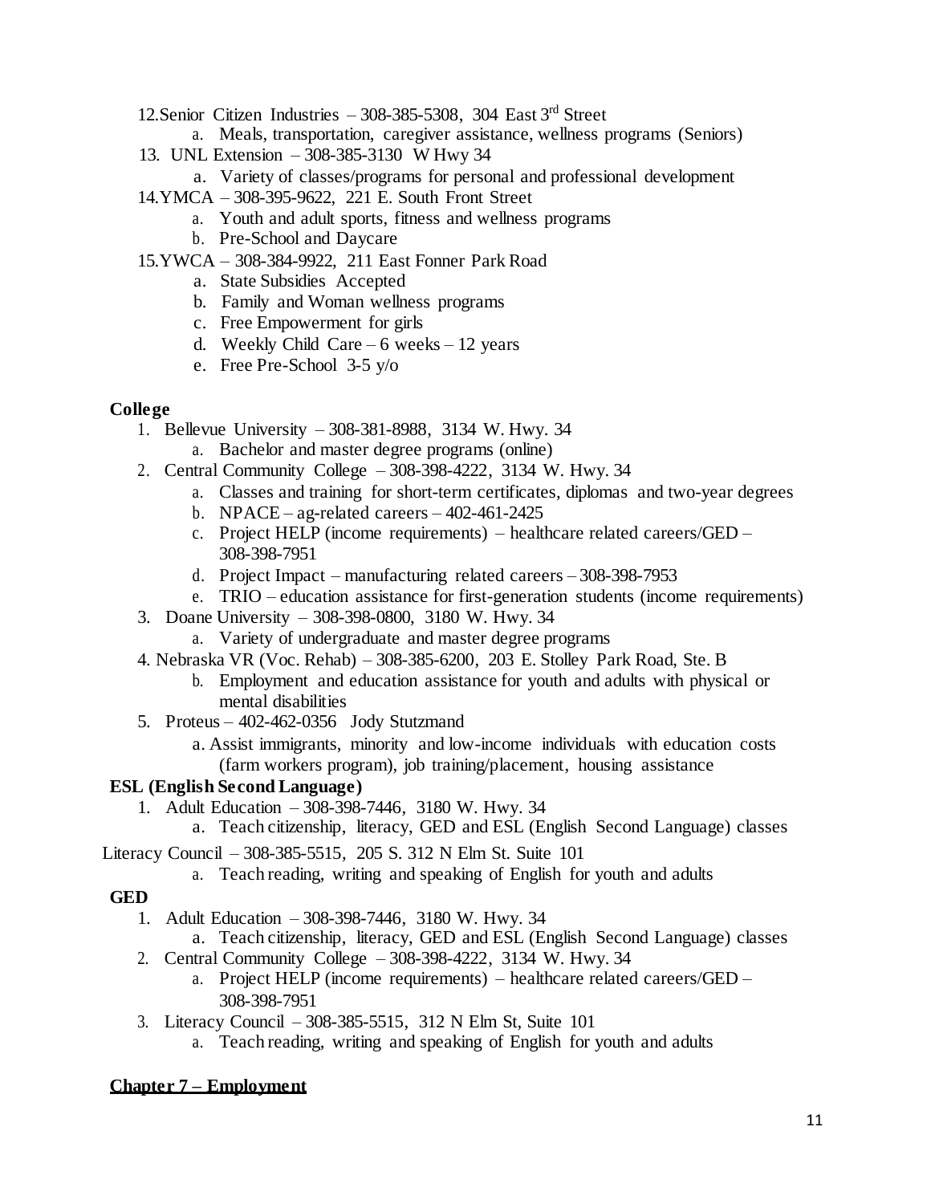12. Senior Citizen Industries – 308-385-5308, 304 East 3rd Street
    a. Meals, transportation, caregiver assistance, wellness programs (Seniors)
13. UNL Extension – 308-385-3130 W Hwy 34
    a. Variety of classes/programs for personal and professional development
14. YMCA – 308-395-9622, 221 E. South Front Street
    a. Youth and adult sports, fitness and wellness programs
    b. Pre-School and Daycare
15. YWCA – 308-384-9922, 211 East Fonner Park Road
    a. State Subsidies Accepted
    b. Family and Woman wellness programs
    c. Free Empowerment for girls
    d. Weekly Child Care – 6 weeks – 12 years
    e. Free Pre-School 3-5 y/o

**College**

1. Bellevue University – 308-381-8988, 3134 W. Hwy. 34
   a. Bachelor and master degree programs (online)
2. Central Community College – 308-398-4222, 3134 W. Hwy. 34
   a. Classes and training for short-term certificates, diplomas and two-year degrees
   b. NPACE – ag-related careers – 402-461-2425
   c. Project HELP (income requirements) – healthcare related careers/GED – 308-398-7951
   d. Project Impact – manufacturing related careers – 308-398-7953
   e. TRIO – education assistance for first-generation students (income requirements)
3. Doane University – 308-398-0800, 3180 W. Hwy. 34
   a. Variety of undergraduate and master degree programs
4. Nebraska VR (Voc. Rehab) – 308-385-6200, 203 E. Stolley Park Road, Ste. B
   b. Employment and education assistance for youth and adults with physical or mental disabilities
5. Proteus – 402-462-0356 Jody Stutzmand
   a. Assist immigrants, minority and low-income individuals with education costs (farm workers program), job training/placement, housing assistance

**ESL (English Second Language)**

1. Adult Education – 308-398-7446, 3180 W. Hwy. 34
   a. Teach citizenship, literacy, GED and ESL (English Second Language) classes

Literacy Council – 308-385-5515, 205 S. 312 N Elm St. Suite 101
   a. Teach reading, writing and speaking of English for youth and adults

**GED**

1. Adult Education – 308-398-7446, 3180 W. Hwy. 34
   a. Teach citizenship, literacy, GED and ESL (English Second Language) classes
2. Central Community College – 308-398-4222, 3134 W. Hwy. 34
   a. Project HELP (income requirements) – healthcare related careers/GED – 308-398-7951
3. Literacy Council – 308-385-5515, 312 N Elm St, Suite 101
   a. Teach reading, writing and speaking of English for youth and adults

## Chapter 7 – Employment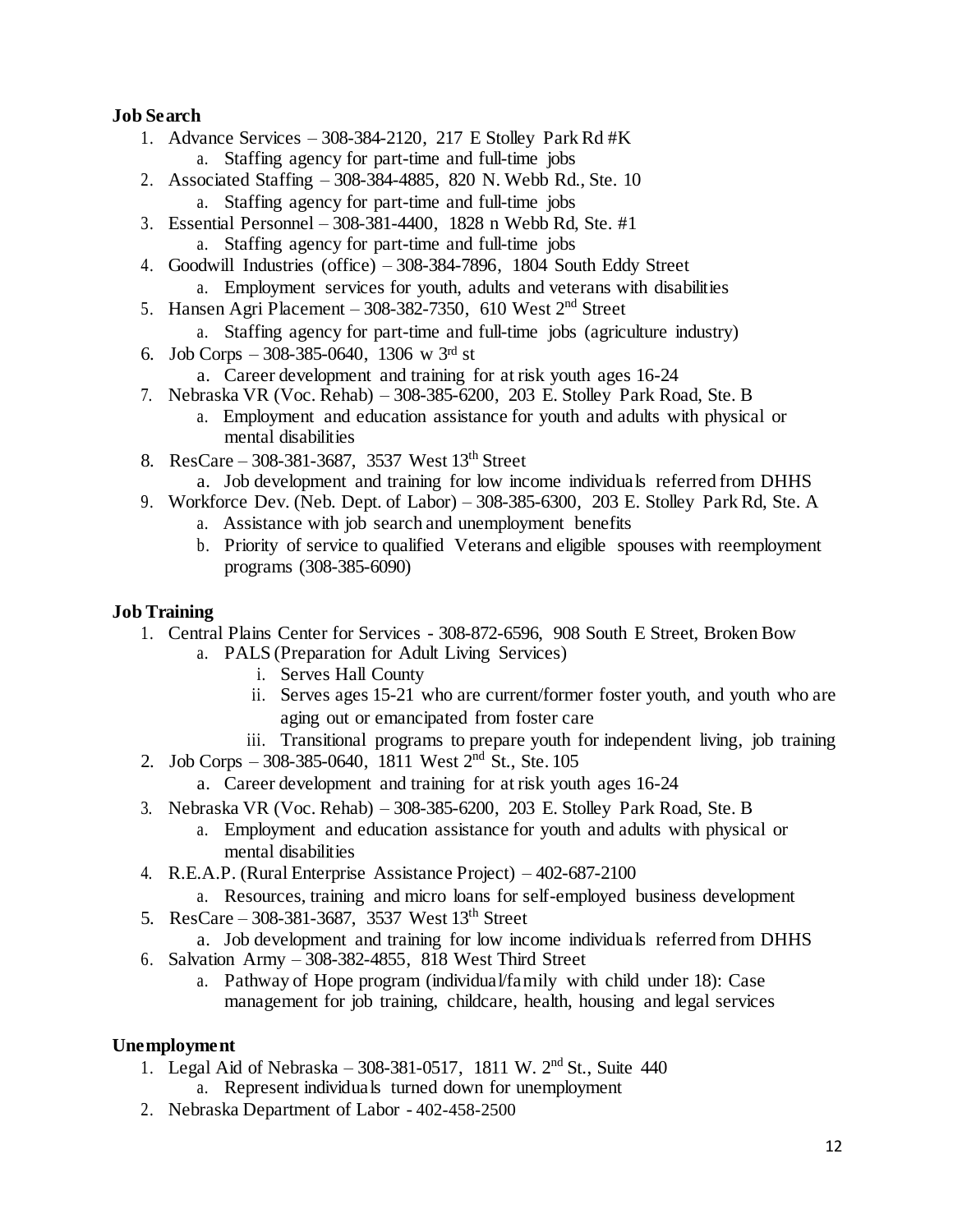**Job Search**

1. Advance Services – 308-384-2120, 217 E Stolley Park Rd #K
    a. Staffing agency for part-time and full-time jobs
2. Associated Staffing – 308-384-4885, 820 N. Webb Rd., Ste. 10
    a. Staffing agency for part-time and full-time jobs
3. Essential Personnel – 308-381-4400, 1828 n Webb Rd, Ste. #1
    a. Staffing agency for part-time and full-time jobs
4. Goodwill Industries (office) – 308-384-7896, 1804 South Eddy Street
    a. Employment services for youth, adults and veterans with disabilities
5. Hansen Agri Placement – 308-382-7350, 610 West 2nd Street
    a. Staffing agency for part-time and full-time jobs (agriculture industry)
6. Job Corps – 308-385-0640, 1306 w 3rd st
    a. Career development and training for at risk youth ages 16-24
7. Nebraska VR (Voc. Rehab) – 308-385-6200, 203 E. Stolley Park Road, Ste. B
    a. Employment and education assistance for youth and adults with physical or mental disabilities
8. ResCare – 308-381-3687, 3537 West 13th Street
    a. Job development and training for low income individuals referred from DHHS
9. Workforce Dev. (Neb. Dept. of Labor) – 308-385-6300, 203 E. Stolley Park Rd, Ste. A
    a. Assistance with job search and unemployment benefits
    b. Priority of service to qualified Veterans and eligible spouses with reemployment programs (308-385-6090)

**Job Training**

1. Central Plains Center for Services - 308-872-6596, 908 South E Street, Broken Bow
    a. PALS (Preparation for Adult Living Services)
        i. Serves Hall County
        ii. Serves ages 15-21 who are current/former foster youth, and youth who are aging out or emancipated from foster care
        iii. Transitional programs to prepare youth for independent living, job training
2. Job Corps – 308-385-0640, 1811 West 2nd St., Ste. 105
    a. Career development and training for at risk youth ages 16-24
3. Nebraska VR (Voc. Rehab) – 308-385-6200, 203 E. Stolley Park Road, Ste. B
    a. Employment and education assistance for youth and adults with physical or mental disabilities
4. R.E.A.P. (Rural Enterprise Assistance Project) – 402-687-2100
    a. Resources, training and micro loans for self-employed business development
5. ResCare – 308-381-3687, 3537 West 13th Street
    a. Job development and training for low income individuals referred from DHHS
6. Salvation Army – 308-382-4855, 818 West Third Street
    a. Pathway of Hope program (individual/family with child under 18): Case management for job training, childcare, health, housing and legal services

**Unemployment**

1. Legal Aid of Nebraska – 308-381-0517, 1811 W. 2nd St., Suite 440
    a. Represent individuals turned down for unemployment
2. Nebraska Department of Labor - 402-458-2500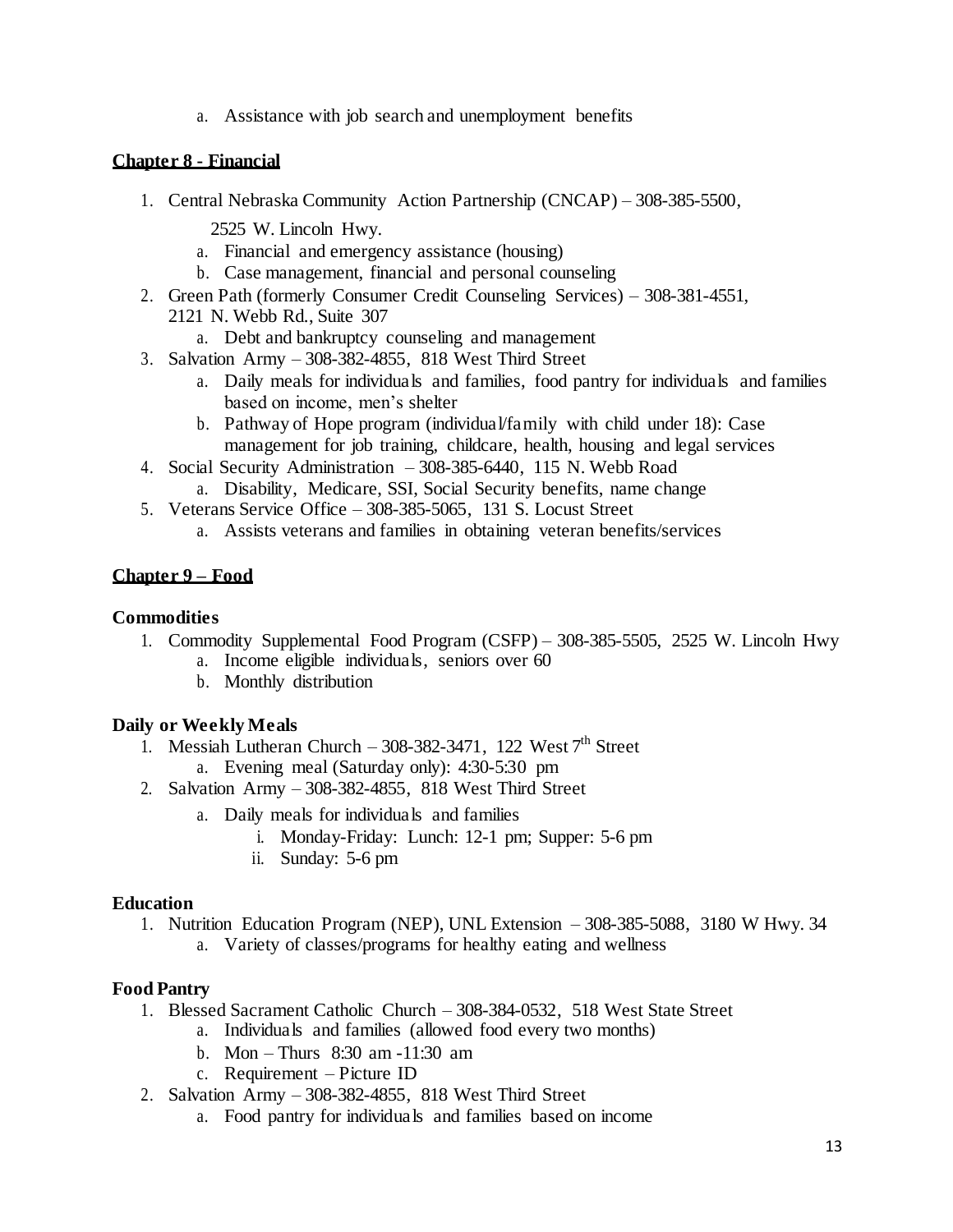a. Assistance with job search and unemployment benefits

## Chapter 8 - Financial

1. Central Nebraska Community Action Partnership (CNCAP) – 308-385-5500, 2525 W. Lincoln Hwy.
   a. Financial and emergency assistance (housing)
   b. Case management, financial and personal counseling
2. Green Path (formerly Consumer Credit Counseling Services) – 308-381-4551, 2121 N. Webb Rd., Suite 307
   a. Debt and bankruptcy counseling and management
3. Salvation Army – 308-382-4855, 818 West Third Street
   a. Daily meals for individuals and families, food pantry for individuals and families based on income, men's shelter
   b. Pathway of Hope program (individual/family with child under 18): Case management for job training, childcare, health, housing and legal services
4. Social Security Administration – 308-385-6440, 115 N. Webb Road
   a. Disability, Medicare, SSI, Social Security benefits, name change
5. Veterans Service Office – 308-385-5065, 131 S. Locust Street
   a. Assists veterans and families in obtaining veteran benefits/services

## Chapter 9 – Food

### Commodities

1. Commodity Supplemental Food Program (CSFP) – 308-385-5505, 2525 W. Lincoln Hwy
   a. Income eligible individuals, seniors over 60
   b. Monthly distribution

### Daily or Weekly Meals

1. Messiah Lutheran Church – 308-382-3471, 122 West 7th Street
   a. Evening meal (Saturday only): 4:30-5:30 pm
2. Salvation Army – 308-382-4855, 818 West Third Street
   a. Daily meals for individuals and families
      i. Monday-Friday: Lunch: 12-1 pm; Supper: 5-6 pm
      ii. Sunday: 5-6 pm

### Education

1. Nutrition Education Program (NEP), UNL Extension – 308-385-5088, 3180 W Hwy. 34
   a. Variety of classes/programs for healthy eating and wellness

### Food Pantry

1. Blessed Sacrament Catholic Church – 308-384-0532, 518 West State Street
   a. Individuals and families (allowed food every two months)
   b. Mon – Thurs 8:30 am -11:30 am
   c. Requirement – Picture ID
2. Salvation Army – 308-382-4855, 818 West Third Street
   a. Food pantry for individuals and families based on income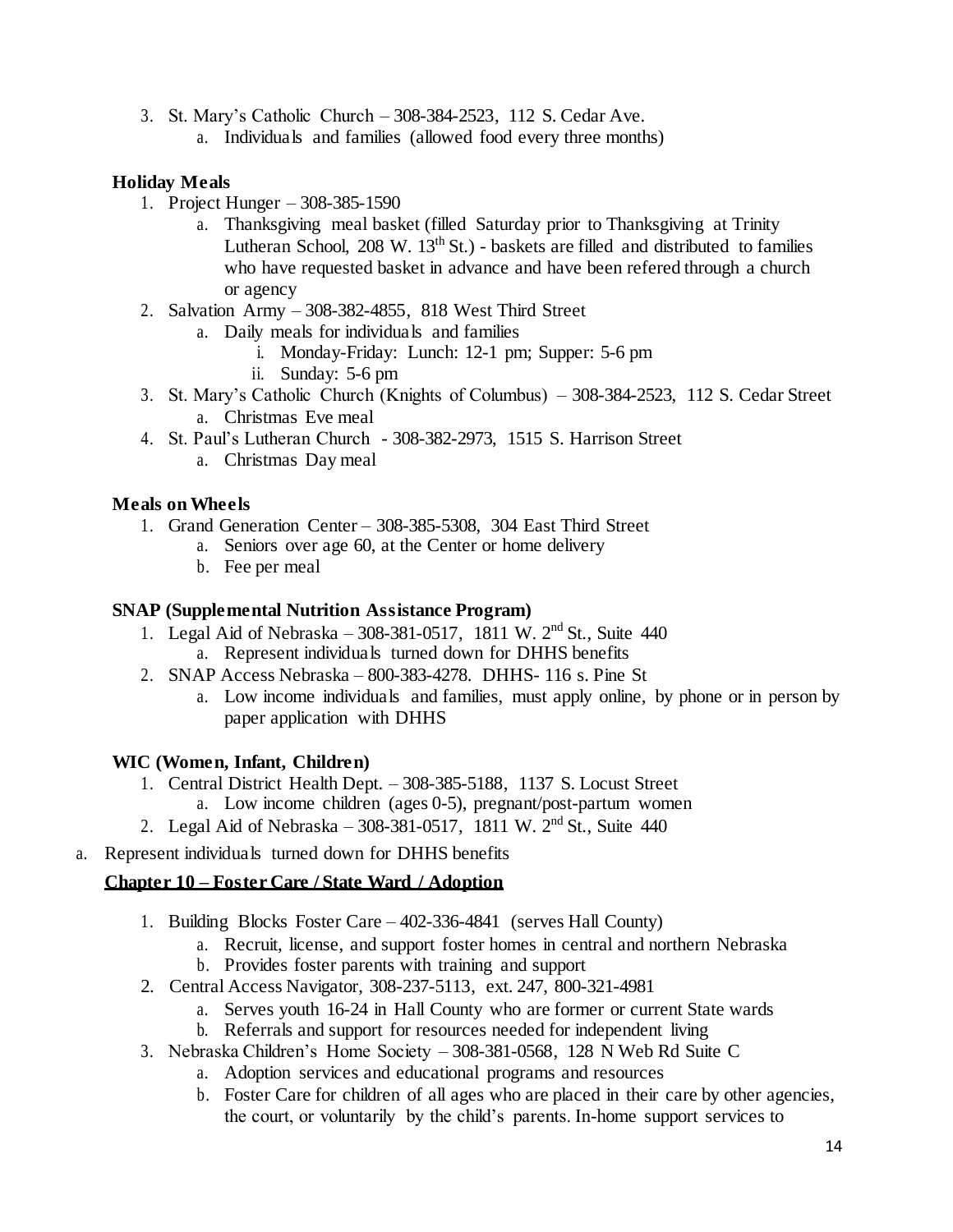3. St. Mary's Catholic Church – 308-384-2523, 112 S. Cedar Ave.
    a. Individuals and families (allowed food every three months)

**Holiday Meals**

1. Project Hunger – 308-385-1590
    a. Thanksgiving meal basket (filled Saturday prior to Thanksgiving at Trinity Lutheran School, 208 W. 13th St.) - baskets are filled and distributed to families who have requested basket in advance and have been refered through a church or agency
2. Salvation Army – 308-382-4855, 818 West Third Street
    a. Daily meals for individuals and families
        i. Monday-Friday: Lunch: 12-1 pm; Supper: 5-6 pm
        ii. Sunday: 5-6 pm
3. St. Mary's Catholic Church (Knights of Columbus) – 308-384-2523, 112 S. Cedar Street
    a. Christmas Eve meal
4. St. Paul's Lutheran Church - 308-382-2973, 1515 S. Harrison Street
    a. Christmas Day meal

**Meals on Wheels**

1. Grand Generation Center – 308-385-5308, 304 East Third Street
    a. Seniors over age 60, at the Center or home delivery
    b. Fee per meal

**SNAP (Supplemental Nutrition Assistance Program)**

1. Legal Aid of Nebraska – 308-381-0517, 1811 W. 2nd St., Suite 440
    a. Represent individuals turned down for DHHS benefits
2. SNAP Access Nebraska – 800-383-4278. DHHS- 116 s. Pine St
    a. Low income individuals and families, must apply online, by phone or in person by paper application with DHHS

**WIC (Women, Infant, Children)**

1. Central District Health Dept. – 308-385-5188, 1137 S. Locust Street
    a. Low income children (ages 0-5), pregnant/post-partum women
2. Legal Aid of Nebraska – 308-381-0517, 1811 W. 2nd St., Suite 440

a. Represent individuals turned down for DHHS benefits

## Chapter 10 – Foster Care / State Ward / Adoption

1. Building Blocks Foster Care – 402-336-4841 (serves Hall County)
    a. Recruit, license, and support foster homes in central and northern Nebraska
    b. Provides foster parents with training and support
2. Central Access Navigator, 308-237-5113, ext. 247, 800-321-4981
    a. Serves youth 16-24 in Hall County who are former or current State wards
    b. Referrals and support for resources needed for independent living
3. Nebraska Children's Home Society – 308-381-0568, 128 N Web Rd Suite C
    a. Adoption services and educational programs and resources
    b. Foster Care for children of all ages who are placed in their care by other agencies, the court, or voluntarily by the child's parents. In-home support services to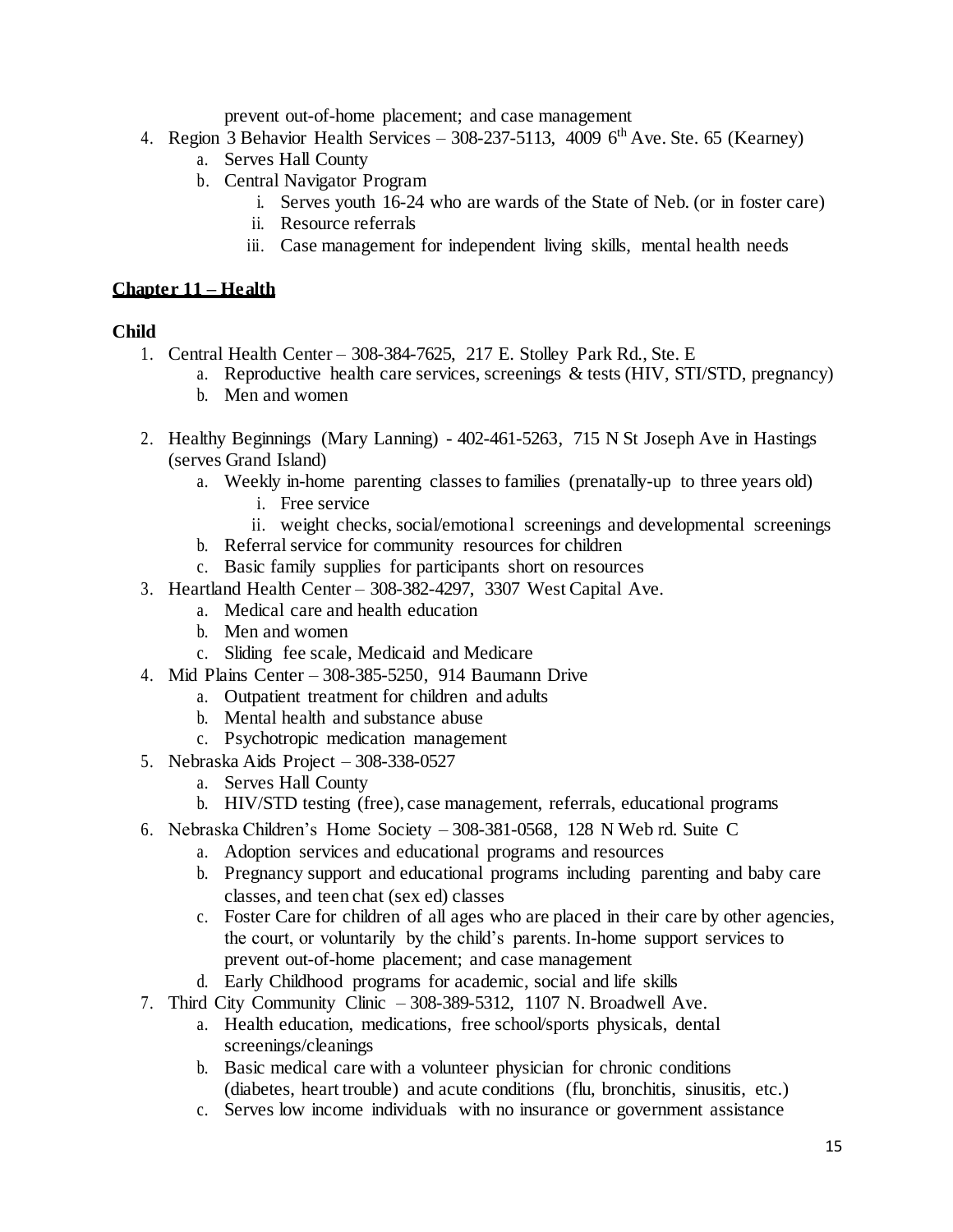prevent out-of-home placement; and case management

4. Region 3 Behavior Health Services – 308-237-5113, 4009 6th Ave. Ste. 65 (Kearney)
    a. Serves Hall County
    b. Central Navigator Program
        i. Serves youth 16-24 who are wards of the State of Neb. (or in foster care)
        ii. Resource referrals
        iii. Case management for independent living skills, mental health needs

## Chapter 11 – Health

### Child

1. Central Health Center – 308-384-7625, 217 E. Stolley Park Rd., Ste. E
    a. Reproductive health care services, screenings & tests (HIV, STI/STD, pregnancy)
    b. Men and women

2. Healthy Beginnings (Mary Lanning) - 402-461-5263, 715 N St Joseph Ave in Hastings (serves Grand Island)
    a. Weekly in-home parenting classes to families (prenatally-up to three years old)
        i. Free service
        ii. weight checks, social/emotional screenings and developmental screenings
    b. Referral service for community resources for children
    c. Basic family supplies for participants short on resources
3. Heartland Health Center – 308-382-4297, 3307 West Capital Ave.
    a. Medical care and health education
    b. Men and women
    c. Sliding fee scale, Medicaid and Medicare
4. Mid Plains Center – 308-385-5250, 914 Baumann Drive
    a. Outpatient treatment for children and adults
    b. Mental health and substance abuse
    c. Psychotropic medication management
5. Nebraska Aids Project – 308-338-0527
    a. Serves Hall County
    b. HIV/STD testing (free), case management, referrals, educational programs
6. Nebraska Children's Home Society – 308-381-0568, 128 N Web rd. Suite C
    a. Adoption services and educational programs and resources
    b. Pregnancy support and educational programs including parenting and baby care classes, and teen chat (sex ed) classes
    c. Foster Care for children of all ages who are placed in their care by other agencies, the court, or voluntarily by the child's parents. In-home support services to prevent out-of-home placement; and case management
    d. Early Childhood programs for academic, social and life skills
7. Third City Community Clinic – 308-389-5312, 1107 N. Broadwell Ave.
    a. Health education, medications, free school/sports physicals, dental screenings/cleanings
    b. Basic medical care with a volunteer physician for chronic conditions (diabetes, heart trouble) and acute conditions (flu, bronchitis, sinusitis, etc.)
    c. Serves low income individuals with no insurance or government assistance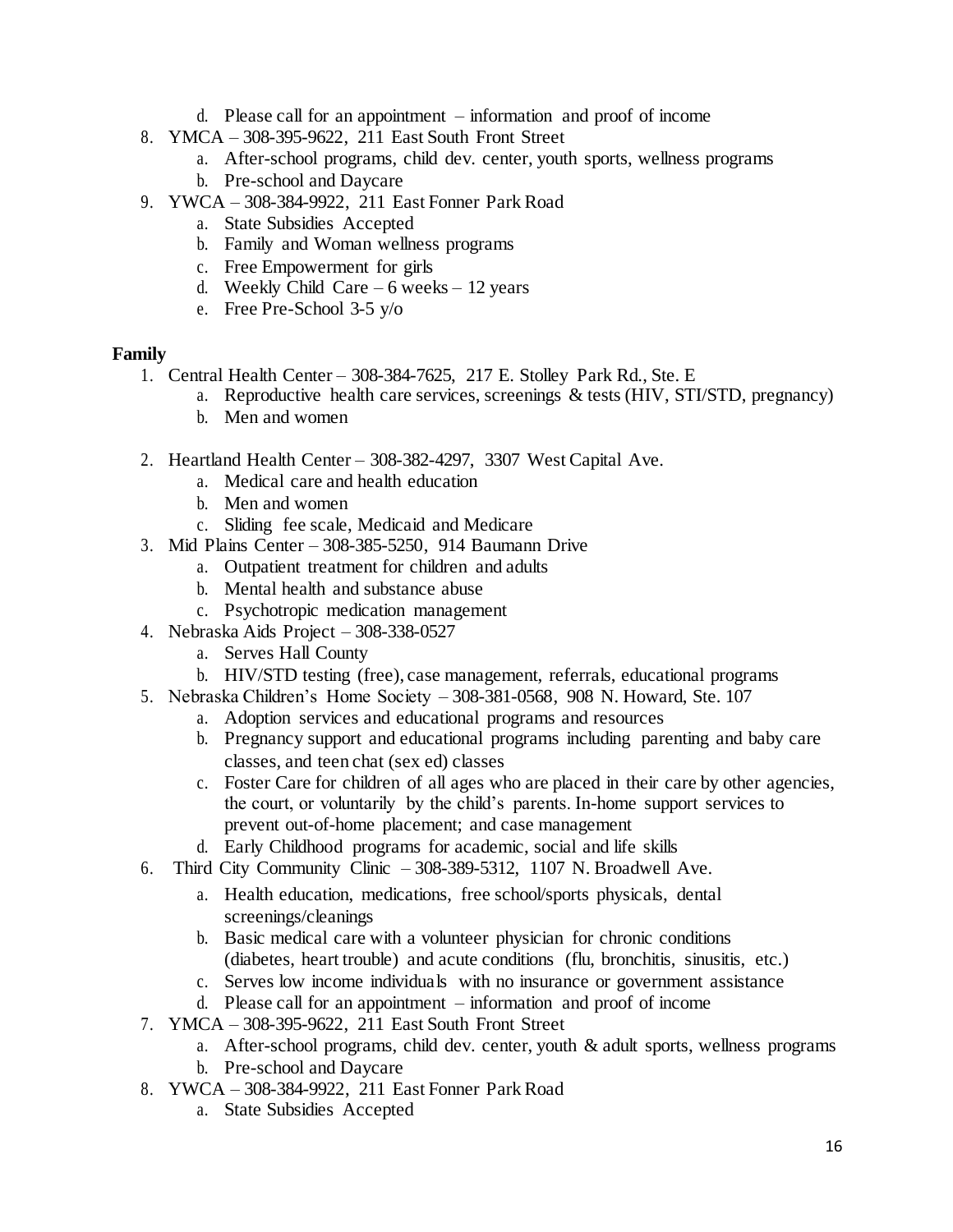d. Please call for an appointment – information and proof of income

8. YMCA – 308-395-9622, 211 East South Front Street
   a. After-school programs, child dev. center, youth sports, wellness programs
   b. Pre-school and Daycare
9. YWCA – 308-384-9922, 211 East Fonner Park Road
   a. State Subsidies Accepted
   b. Family and Woman wellness programs
   c. Free Empowerment for girls
   d. Weekly Child Care – 6 weeks – 12 years
   e. Free Pre-School 3-5 y/o

**Family**

1. Central Health Center – 308-384-7625, 217 E. Stolley Park Rd., Ste. E
   a. Reproductive health care services, screenings & tests (HIV, STI/STD, pregnancy)
   b. Men and women
2. Heartland Health Center – 308-382-4297, 3307 West Capital Ave.
   a. Medical care and health education
   b. Men and women
   c. Sliding fee scale, Medicaid and Medicare
3. Mid Plains Center – 308-385-5250, 914 Baumann Drive
   a. Outpatient treatment for children and adults
   b. Mental health and substance abuse
   c. Psychotropic medication management
4. Nebraska Aids Project – 308-338-0527
   a. Serves Hall County
   b. HIV/STD testing (free), case management, referrals, educational programs
5. Nebraska Children's Home Society – 308-381-0568, 908 N. Howard, Ste. 107
   a. Adoption services and educational programs and resources
   b. Pregnancy support and educational programs including parenting and baby care classes, and teen chat (sex ed) classes
   c. Foster Care for children of all ages who are placed in their care by other agencies, the court, or voluntarily by the child's parents. In-home support services to prevent out-of-home placement; and case management
   d. Early Childhood programs for academic, social and life skills
6. Third City Community Clinic – 308-389-5312, 1107 N. Broadwell Ave.
   a. Health education, medications, free school/sports physicals, dental screenings/cleanings
   b. Basic medical care with a volunteer physician for chronic conditions (diabetes, heart trouble) and acute conditions (flu, bronchitis, sinusitis, etc.)
   c. Serves low income individuals with no insurance or government assistance
   d. Please call for an appointment – information and proof of income
7. YMCA – 308-395-9622, 211 East South Front Street
   a. After-school programs, child dev. center, youth & adult sports, wellness programs
   b. Pre-school and Daycare
8. YWCA – 308-384-9922, 211 East Fonner Park Road
   a. State Subsidies Accepted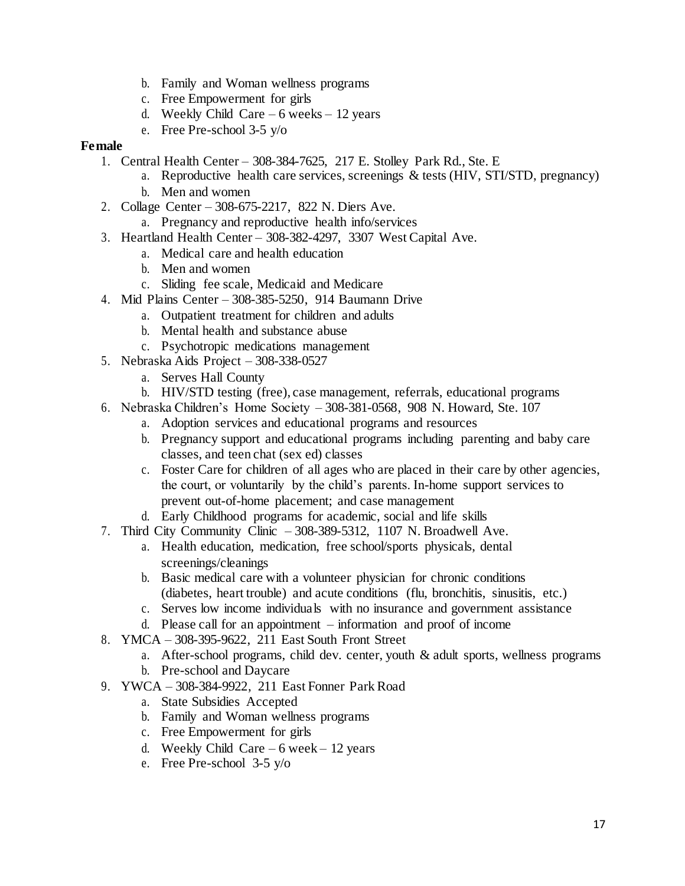b. Family and Woman wellness programs
   c. Free Empowerment for girls
   d. Weekly Child Care – 6 weeks – 12 years
   e. Free Pre-school 3-5 y/o

**Female**

1. Central Health Center – 308-384-7625, 217 E. Stolley Park Rd., Ste. E
   a. Reproductive health care services, screenings & tests (HIV, STI/STD, pregnancy)
   b. Men and women
2. Collage Center – 308-675-2217, 822 N. Diers Ave.
   a. Pregnancy and reproductive health info/services
3. Heartland Health Center – 308-382-4297, 3307 West Capital Ave.
   a. Medical care and health education
   b. Men and women
   c. Sliding fee scale, Medicaid and Medicare
4. Mid Plains Center – 308-385-5250, 914 Baumann Drive
   a. Outpatient treatment for children and adults
   b. Mental health and substance abuse
   c. Psychotropic medications management
5. Nebraska Aids Project – 308-338-0527
   a. Serves Hall County
   b. HIV/STD testing (free), case management, referrals, educational programs
6. Nebraska Children's Home Society – 308-381-0568, 908 N. Howard, Ste. 107
   a. Adoption services and educational programs and resources
   b. Pregnancy support and educational programs including parenting and baby care classes, and teen chat (sex ed) classes
   c. Foster Care for children of all ages who are placed in their care by other agencies, the court, or voluntarily by the child's parents. In-home support services to prevent out-of-home placement; and case management
   d. Early Childhood programs for academic, social and life skills
7. Third City Community Clinic – 308-389-5312, 1107 N. Broadwell Ave.
   a. Health education, medication, free school/sports physicals, dental screenings/cleanings
   b. Basic medical care with a volunteer physician for chronic conditions (diabetes, heart trouble) and acute conditions (flu, bronchitis, sinusitis, etc.)
   c. Serves low income individuals with no insurance and government assistance
   d. Please call for an appointment – information and proof of income
8. YMCA – 308-395-9622, 211 East South Front Street
   a. After-school programs, child dev. center, youth & adult sports, wellness programs
   b. Pre-school and Daycare
9. YWCA – 308-384-9922, 211 East Fonner Park Road
   a. State Subsidies Accepted
   b. Family and Woman wellness programs
   c. Free Empowerment for girls
   d. Weekly Child Care – 6 week – 12 years
   e. Free Pre-school 3-5 y/o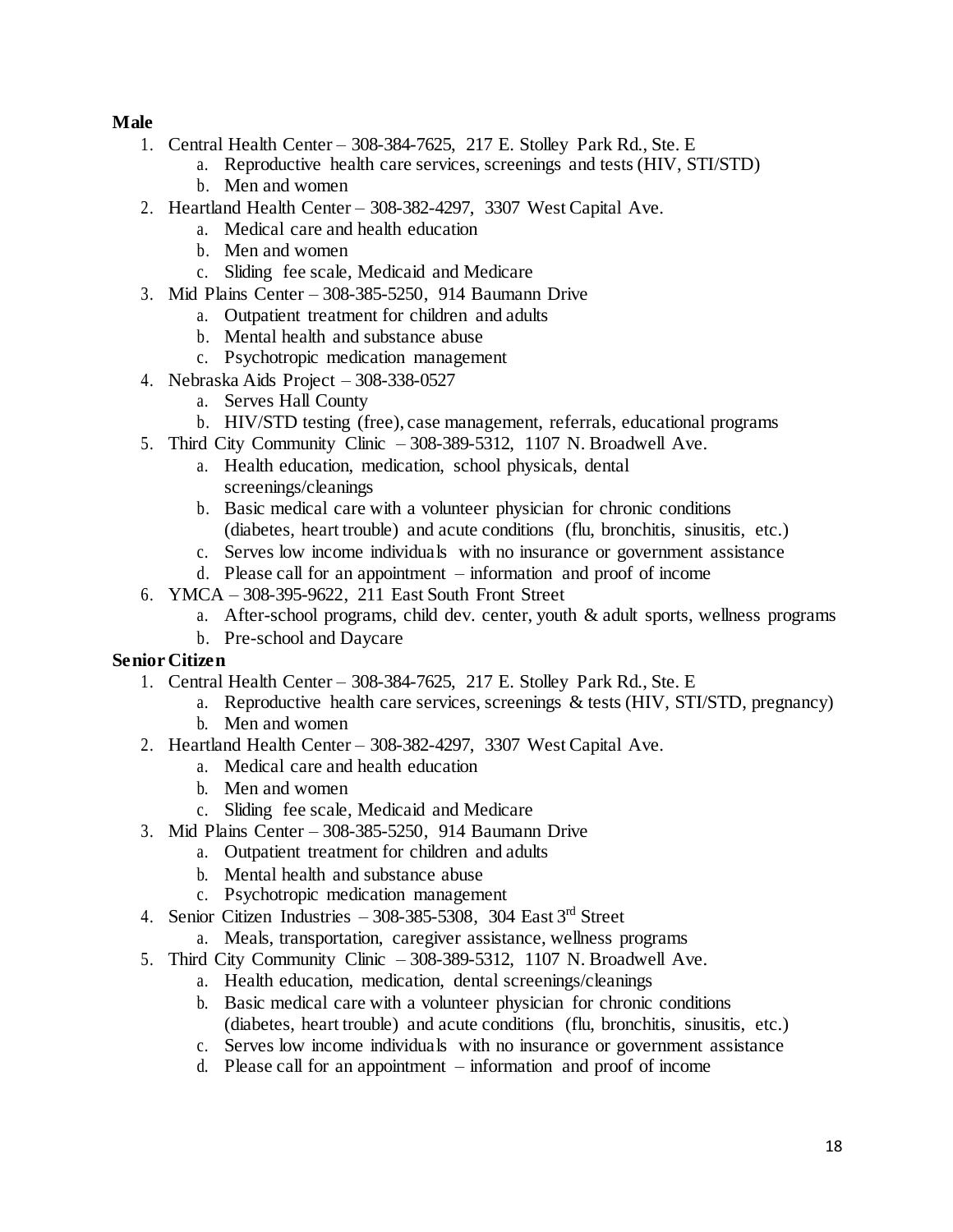**Male**

1. Central Health Center – 308-384-7625, 217 E. Stolley Park Rd., Ste. E
    a. Reproductive health care services, screenings and tests (HIV, STI/STD)
    b. Men and women
2. Heartland Health Center – 308-382-4297, 3307 West Capital Ave.
    a. Medical care and health education
    b. Men and women
    c. Sliding fee scale, Medicaid and Medicare
3. Mid Plains Center – 308-385-5250, 914 Baumann Drive
    a. Outpatient treatment for children and adults
    b. Mental health and substance abuse
    c. Psychotropic medication management
4. Nebraska Aids Project – 308-338-0527
    a. Serves Hall County
    b. HIV/STD testing (free), case management, referrals, educational programs
5. Third City Community Clinic – 308-389-5312, 1107 N. Broadwell Ave.
    a. Health education, medication, school physicals, dental screenings/cleanings
    b. Basic medical care with a volunteer physician for chronic conditions (diabetes, heart trouble) and acute conditions (flu, bronchitis, sinusitis, etc.)
    c. Serves low income individuals with no insurance or government assistance
    d. Please call for an appointment – information and proof of income
6. YMCA – 308-395-9622, 211 East South Front Street
    a. After-school programs, child dev. center, youth & adult sports, wellness programs
    b. Pre-school and Daycare

**Senior Citizen**

1. Central Health Center – 308-384-7625, 217 E. Stolley Park Rd., Ste. E
    a. Reproductive health care services, screenings & tests (HIV, STI/STD, pregnancy)
    b. Men and women
2. Heartland Health Center – 308-382-4297, 3307 West Capital Ave.
    a. Medical care and health education
    b. Men and women
    c. Sliding fee scale, Medicaid and Medicare
3. Mid Plains Center – 308-385-5250, 914 Baumann Drive
    a. Outpatient treatment for children and adults
    b. Mental health and substance abuse
    c. Psychotropic medication management
4. Senior Citizen Industries – 308-385-5308, 304 East 3rd Street
    a. Meals, transportation, caregiver assistance, wellness programs
5. Third City Community Clinic – 308-389-5312, 1107 N. Broadwell Ave.
    a. Health education, medication, dental screenings/cleanings
    b. Basic medical care with a volunteer physician for chronic conditions (diabetes, heart trouble) and acute conditions (flu, bronchitis, sinusitis, etc.)
    c. Serves low income individuals with no insurance or government assistance
    d. Please call for an appointment – information and proof of income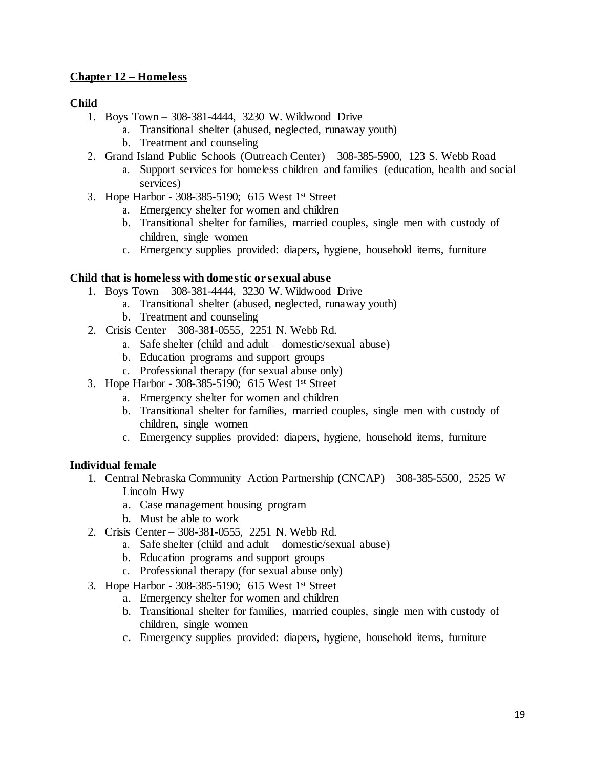## Chapter 12 – Homeless

### Child

1. Boys Town – 308-381-4444, 3230 W. Wildwood Drive
   a. Transitional shelter (abused, neglected, runaway youth)
   b. Treatment and counseling
2. Grand Island Public Schools (Outreach Center) – 308-385-5900, 123 S. Webb Road
   a. Support services for homeless children and families (education, health and social services)
3. Hope Harbor - 308-385-5190; 615 West 1st Street
   a. Emergency shelter for women and children
   b. Transitional shelter for families, married couples, single men with custody of children, single women
   c. Emergency supplies provided: diapers, hygiene, household items, furniture

### Child that is homeless with domestic or sexual abuse

1. Boys Town – 308-381-4444, 3230 W. Wildwood Drive
   a. Transitional shelter (abused, neglected, runaway youth)
   b. Treatment and counseling
2. Crisis Center – 308-381-0555, 2251 N. Webb Rd.
   a. Safe shelter (child and adult – domestic/sexual abuse)
   b. Education programs and support groups
   c. Professional therapy (for sexual abuse only)
3. Hope Harbor - 308-385-5190; 615 West 1st Street
   a. Emergency shelter for women and children
   b. Transitional shelter for families, married couples, single men with custody of children, single women
   c. Emergency supplies provided: diapers, hygiene, household items, furniture

### Individual female

1. Central Nebraska Community Action Partnership (CNCAP) – 308-385-5500, 2525 W Lincoln Hwy
   a. Case management housing program
   b. Must be able to work
2. Crisis Center – 308-381-0555, 2251 N. Webb Rd.
   a. Safe shelter (child and adult – domestic/sexual abuse)
   b. Education programs and support groups
   c. Professional therapy (for sexual abuse only)
3. Hope Harbor - 308-385-5190; 615 West 1st Street
   a. Emergency shelter for women and children
   b. Transitional shelter for families, married couples, single men with custody of children, single women
   c. Emergency supplies provided: diapers, hygiene, household items, furniture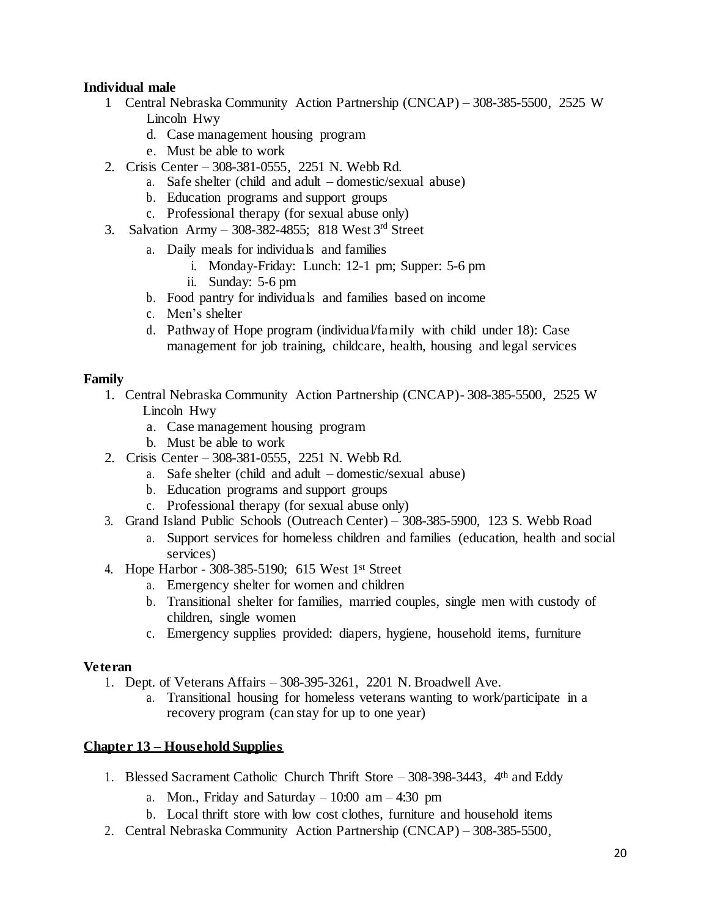**Individual male**

1 Central Nebraska Community Action Partnership (CNCAP) – 308-385-5500, 2525 W Lincoln Hwy
    d. Case management housing program
    e. Must be able to work
2. Crisis Center – 308-381-0555, 2251 N. Webb Rd.
    a. Safe shelter (child and adult – domestic/sexual abuse)
    b. Education programs and support groups
    c. Professional therapy (for sexual abuse only)
3. Salvation Army – 308-382-4855; 818 West 3rd Street
    a. Daily meals for individuals and families
        i. Monday-Friday: Lunch: 12-1 pm; Supper: 5-6 pm
        ii. Sunday: 5-6 pm
    b. Food pantry for individuals and families based on income
    c. Men's shelter
    d. Pathway of Hope program (individual/family with child under 18): Case management for job training, childcare, health, housing and legal services

**Family**

1. Central Nebraska Community Action Partnership (CNCAP)- 308-385-5500, 2525 W Lincoln Hwy
    a. Case management housing program
    b. Must be able to work
2. Crisis Center – 308-381-0555, 2251 N. Webb Rd.
    a. Safe shelter (child and adult – domestic/sexual abuse)
    b. Education programs and support groups
    c. Professional therapy (for sexual abuse only)
3. Grand Island Public Schools (Outreach Center) – 308-385-5900, 123 S. Webb Road
    a. Support services for homeless children and families (education, health and social services)
4. Hope Harbor - 308-385-5190; 615 West 1st Street
    a. Emergency shelter for women and children
    b. Transitional shelter for families, married couples, single men with custody of children, single women
    c. Emergency supplies provided: diapers, hygiene, household items, furniture

**Veteran**

1. Dept. of Veterans Affairs – 308-395-3261, 2201 N. Broadwell Ave.
    a. Transitional housing for homeless veterans wanting to work/participate in a recovery program (can stay for up to one year)

## Chapter 13 – Household Supplies

1. Blessed Sacrament Catholic Church Thrift Store – 308-398-3443, 4th and Eddy
    a. Mon., Friday and Saturday – 10:00 am – 4:30 pm
    b. Local thrift store with low cost clothes, furniture and household items
2. Central Nebraska Community Action Partnership (CNCAP) – 308-385-5500,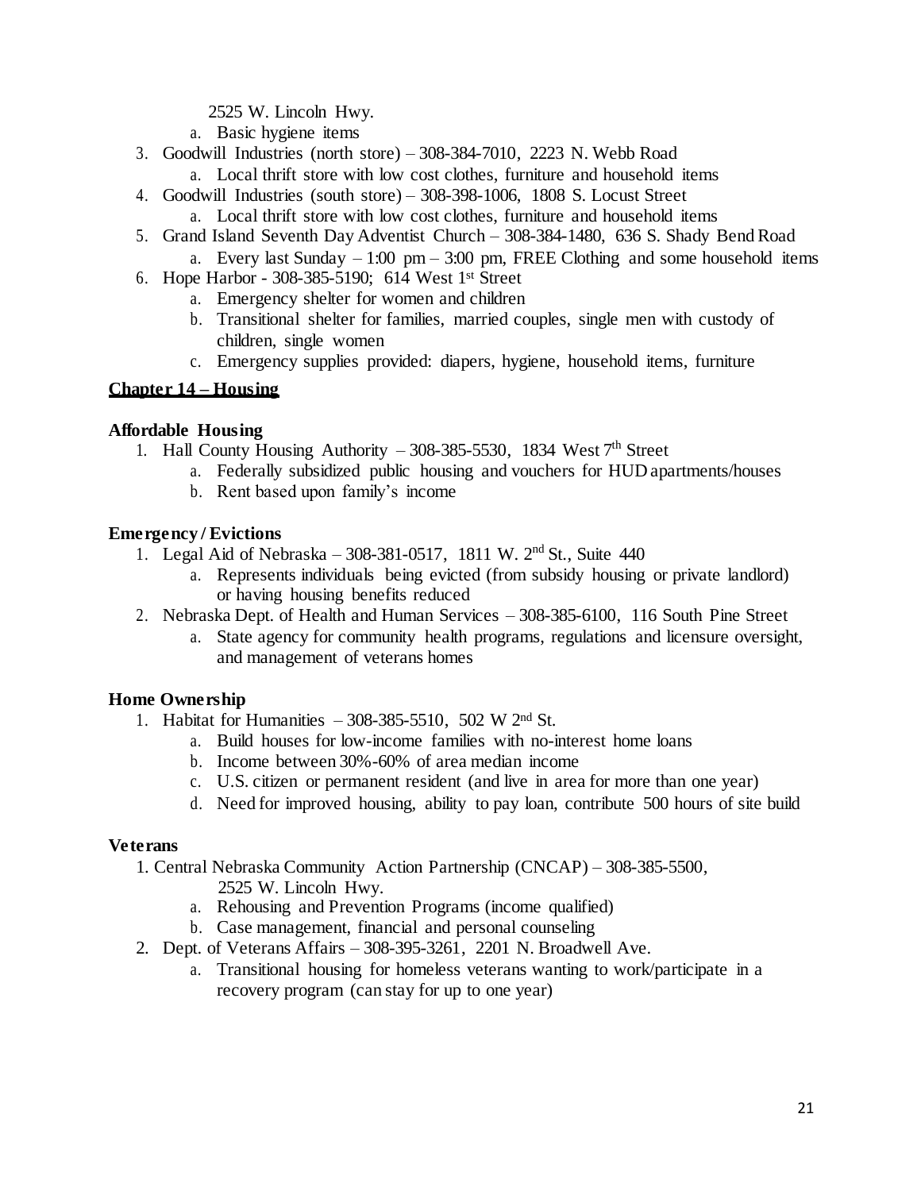2525 W. Lincoln Hwy.

   a. Basic hygiene items

3. Goodwill Industries (north store) – 308-384-7010, 2223 N. Webb Road
   a. Local thrift store with low cost clothes, furniture and household items
4. Goodwill Industries (south store) – 308-398-1006, 1808 S. Locust Street
   a. Local thrift store with low cost clothes, furniture and household items
5. Grand Island Seventh Day Adventist Church – 308-384-1480, 636 S. Shady Bend Road
   a. Every last Sunday – 1:00 pm – 3:00 pm, FREE Clothing and some household items
6. Hope Harbor - 308-385-5190; 614 West 1st Street
   a. Emergency shelter for women and children
   b. Transitional shelter for families, married couples, single men with custody of children, single women
   c. Emergency supplies provided: diapers, hygiene, household items, furniture

## Chapter 14 – Housing

### Affordable Housing

1. Hall County Housing Authority – 308-385-5530, 1834 West 7th Street
   a. Federally subsidized public housing and vouchers for HUD apartments/houses
   b. Rent based upon family's income

### Emergency / Evictions

1. Legal Aid of Nebraska – 308-381-0517, 1811 W. 2nd St., Suite 440
   a. Represents individuals being evicted (from subsidy housing or private landlord) or having housing benefits reduced
2. Nebraska Dept. of Health and Human Services – 308-385-6100, 116 South Pine Street
   a. State agency for community health programs, regulations and licensure oversight, and management of veterans homes

### Home Ownership

1. Habitat for Humanities – 308-385-5510, 502 W 2nd St.
   a. Build houses for low-income families with no-interest home loans
   b. Income between 30%-60% of area median income
   c. U.S. citizen or permanent resident (and live in area for more than one year)
   d. Need for improved housing, ability to pay loan, contribute 500 hours of site build

### Veterans

1. Central Nebraska Community Action Partnership (CNCAP) – 308-385-5500, 2525 W. Lincoln Hwy.
   a. Rehousing and Prevention Programs (income qualified)
   b. Case management, financial and personal counseling
2. Dept. of Veterans Affairs – 308-395-3261, 2201 N. Broadwell Ave.
   a. Transitional housing for homeless veterans wanting to work/participate in a recovery program (can stay for up to one year)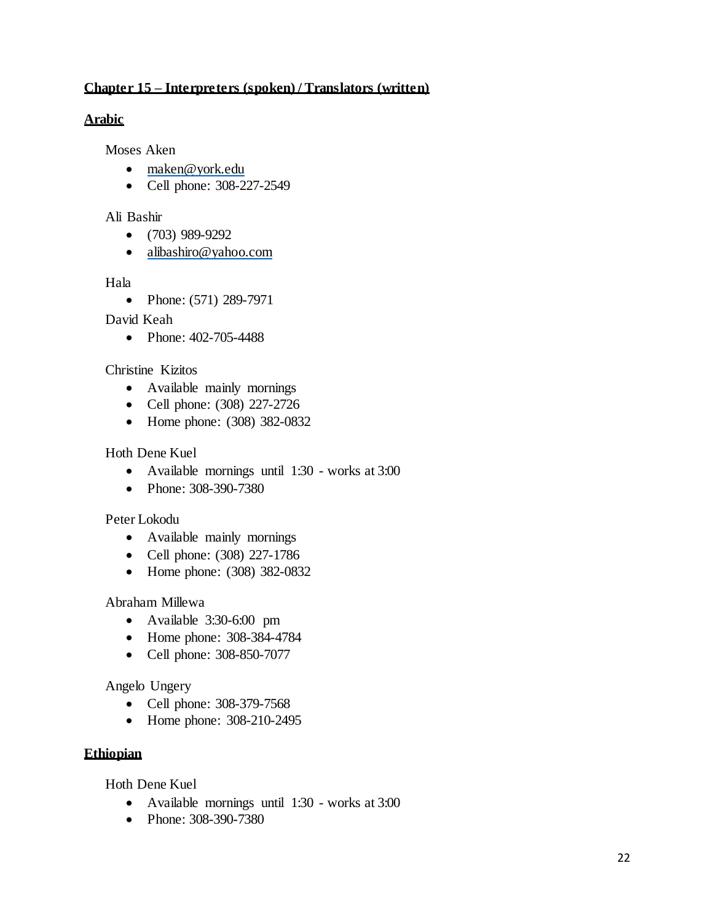## Chapter 15 – Interpreters (spoken) / Translators (written)

### Arabic

Moses Aken

- maken@york.edu
- Cell phone: 308-227-2549

Ali Bashir

- (703) 989-9292
- alibashiro@yahoo.com

Hala

- Phone: (571) 289-7971

David Keah

- Phone: 402-705-4488

Christine Kizitos

- Available mainly mornings
- Cell phone: (308) 227-2726
- Home phone: (308) 382-0832

Hoth Dene Kuel

- Available mornings until 1:30 - works at 3:00
- Phone: 308-390-7380

Peter Lokodu

- Available mainly mornings
- Cell phone: (308) 227-1786
- Home phone: (308) 382-0832

Abraham Millewa

- Available 3:30-6:00 pm
- Home phone: 308-384-4784
- Cell phone: 308-850-7077

Angelo Ungery

- Cell phone: 308-379-7568
- Home phone: 308-210-2495

### Ethiopian

Hoth Dene Kuel

- Available mornings until 1:30 - works at 3:00
- Phone: 308-390-7380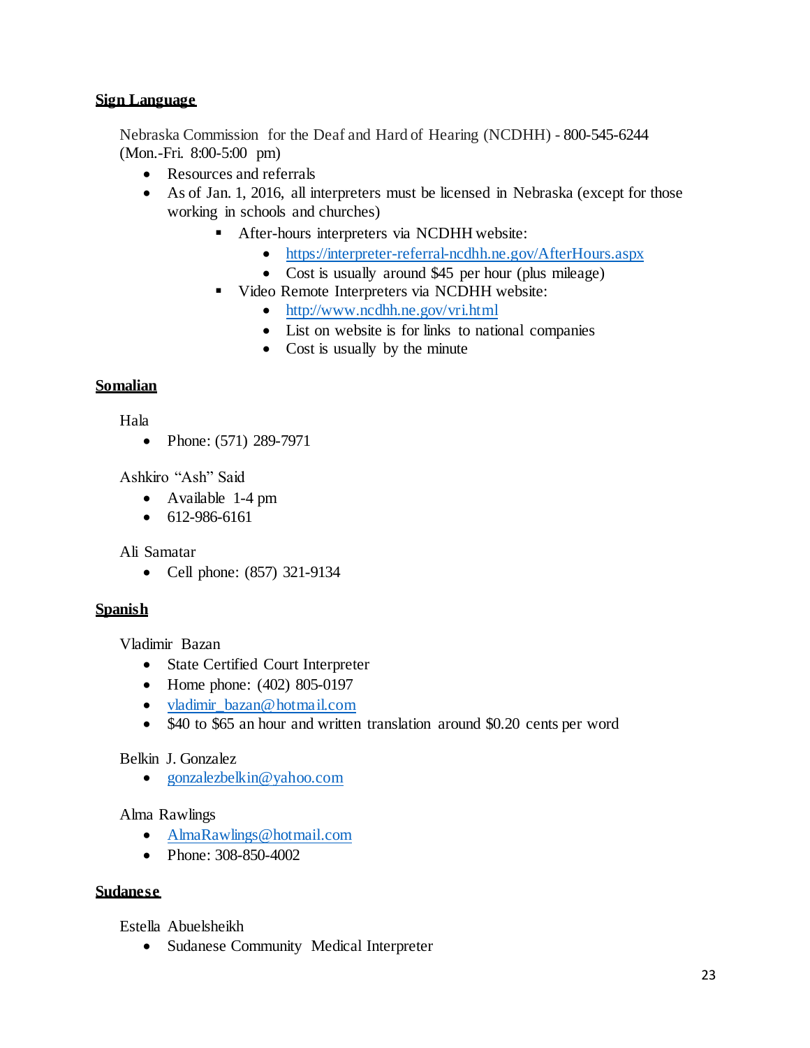**Sign Language**

Nebraska Commission for the Deaf and Hard of Hearing (NCDHH) - 800-545-6244 (Mon.-Fri. 8:00-5:00 pm)

- Resources and referrals
- As of Jan. 1, 2016, all interpreters must be licensed in Nebraska (except for those working in schools and churches)
    - After-hours interpreters via NCDHH website:
        - https://interpreter-referral-ncdhh.ne.gov/AfterHours.aspx
        - Cost is usually around $45 per hour (plus mileage)
    - Video Remote Interpreters via NCDHH website:
        - http://www.ncdhh.ne.gov/vri.html
        - List on website is for links to national companies
        - Cost is usually by the minute

**Somalian**

Hala

- Phone: (571) 289-7971

Ashkiro "Ash" Said

- Available 1-4 pm
- 612-986-6161

Ali Samatar

- Cell phone: (857) 321-9134

**Spanish**

Vladimir Bazan

- State Certified Court Interpreter
- Home phone: (402) 805-0197
- vladimir_bazan@hotmail.com
- $40 to $65 an hour and written translation around $0.20 cents per word

Belkin J. Gonzalez

- gonzalezbelkin@yahoo.com

Alma Rawlings

- AlmaRawlings@hotmail.com
- Phone: 308-850-4002

**Sudanese**

Estella Abuelsheikh

- Sudanese Community Medical Interpreter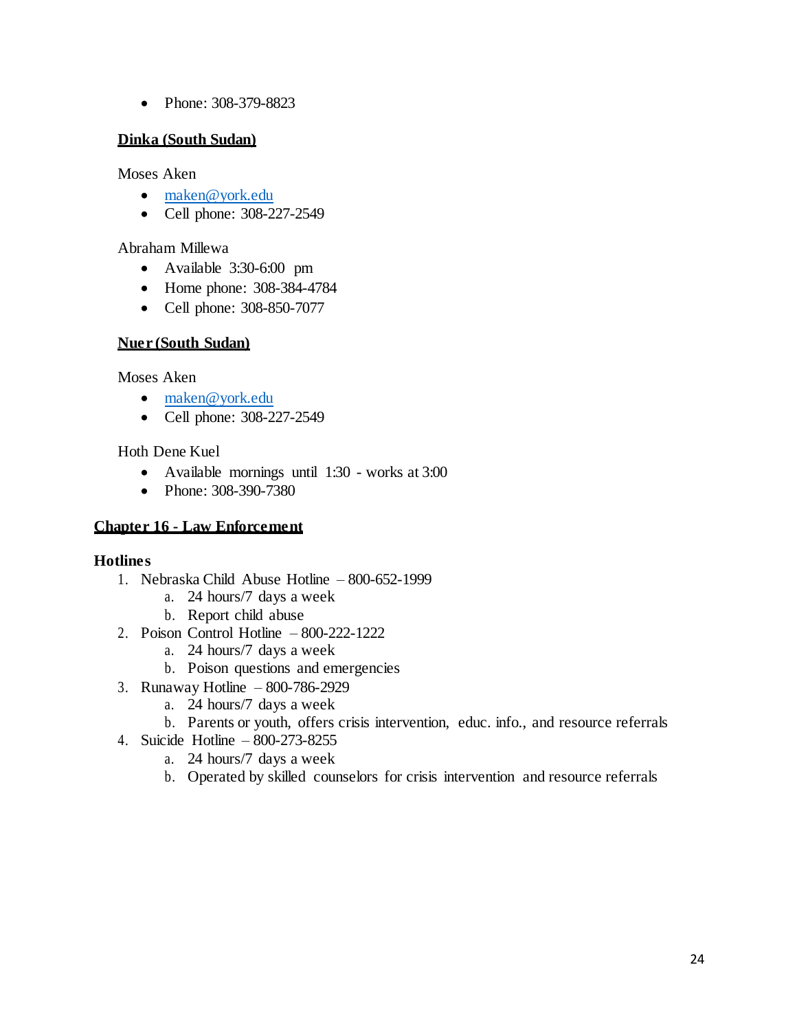- Phone: 308-379-8823

**Dinka (South Sudan)**

Moses Aken

- maken@york.edu
- Cell phone: 308-227-2549

Abraham Millewa

- Available 3:30-6:00 pm
- Home phone: 308-384-4784
- Cell phone: 308-850-7077

**Nuer (South Sudan)**

Moses Aken

- maken@york.edu
- Cell phone: 308-227-2549

Hoth Dene Kuel

- Available mornings until 1:30 - works at 3:00
- Phone: 308-390-7380

## Chapter 16 - Law Enforcement

### Hotlines

1. Nebraska Child Abuse Hotline – 800-652-1999
   a. 24 hours/7 days a week
   b. Report child abuse
2. Poison Control Hotline – 800-222-1222
   a. 24 hours/7 days a week
   b. Poison questions and emergencies
3. Runaway Hotline – 800-786-2929
   a. 24 hours/7 days a week
   b. Parents or youth, offers crisis intervention, educ. info., and resource referrals
4. Suicide Hotline – 800-273-8255
   a. 24 hours/7 days a week
   b. Operated by skilled counselors for crisis intervention and resource referrals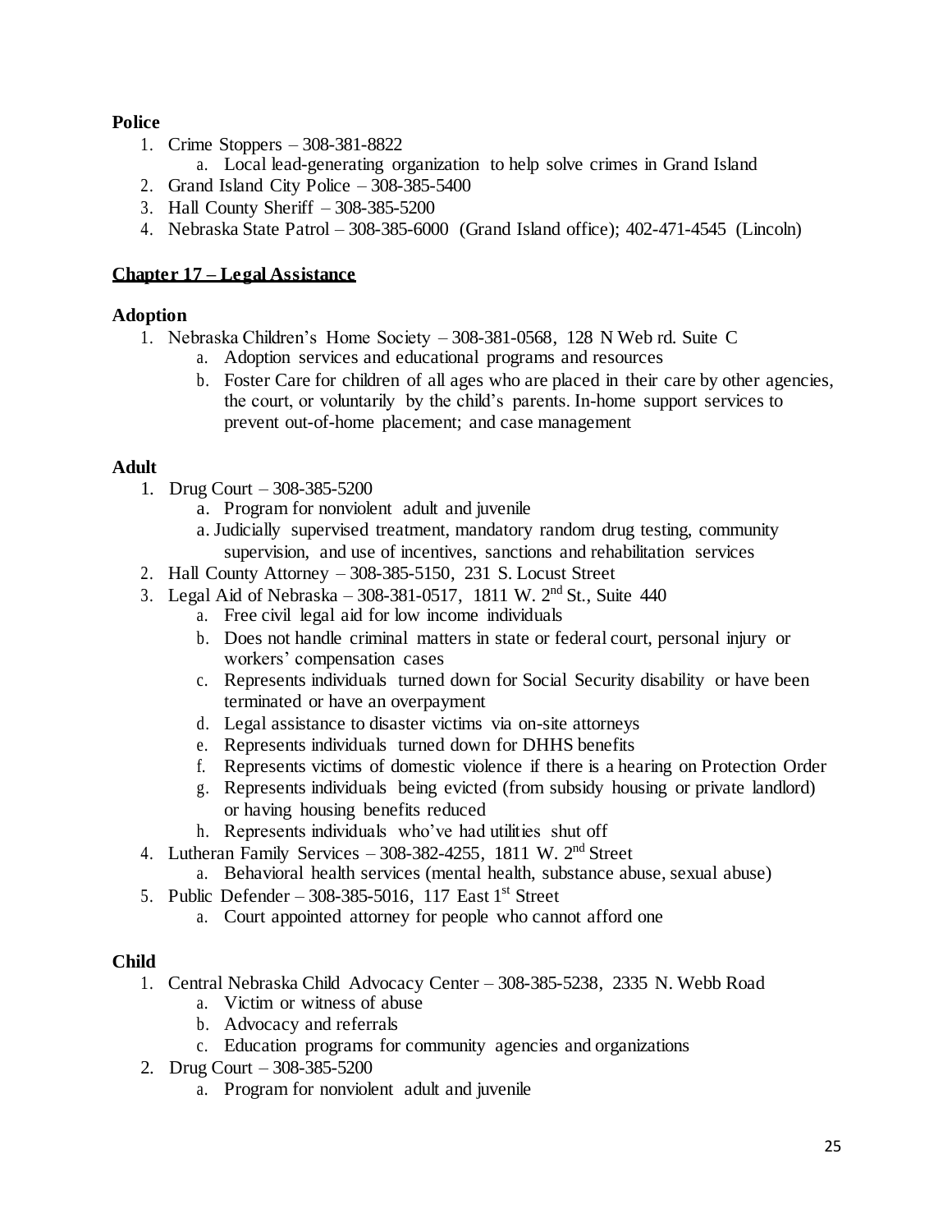**Police**

1. Crime Stoppers – 308-381-8822
    a. Local lead-generating organization to help solve crimes in Grand Island
2. Grand Island City Police – 308-385-5400
3. Hall County Sheriff – 308-385-5200
4. Nebraska State Patrol – 308-385-6000 (Grand Island office); 402-471-4545 (Lincoln)

## Chapter 17 – Legal Assistance

**Adoption**

1. Nebraska Children's Home Society – 308-381-0568, 128 N Web rd. Suite C
    a. Adoption services and educational programs and resources
    b. Foster Care for children of all ages who are placed in their care by other agencies, the court, or voluntarily by the child's parents. In-home support services to prevent out-of-home placement; and case management

**Adult**

1. Drug Court – 308-385-5200
    a. Program for nonviolent adult and juvenile
    a. Judicially supervised treatment, mandatory random drug testing, community supervision, and use of incentives, sanctions and rehabilitation services
2. Hall County Attorney – 308-385-5150, 231 S. Locust Street
3. Legal Aid of Nebraska – 308-381-0517, 1811 W. 2nd St., Suite 440
    a. Free civil legal aid for low income individuals
    b. Does not handle criminal matters in state or federal court, personal injury or workers' compensation cases
    c. Represents individuals turned down for Social Security disability or have been terminated or have an overpayment
    d. Legal assistance to disaster victims via on-site attorneys
    e. Represents individuals turned down for DHHS benefits
    f. Represents victims of domestic violence if there is a hearing on Protection Order
    g. Represents individuals being evicted (from subsidy housing or private landlord) or having housing benefits reduced
    h. Represents individuals who've had utilities shut off
4. Lutheran Family Services – 308-382-4255, 1811 W. 2nd Street
    a. Behavioral health services (mental health, substance abuse, sexual abuse)
5. Public Defender – 308-385-5016, 117 East 1st Street
    a. Court appointed attorney for people who cannot afford one

**Child**

1. Central Nebraska Child Advocacy Center – 308-385-5238, 2335 N. Webb Road
    a. Victim or witness of abuse
    b. Advocacy and referrals
    c. Education programs for community agencies and organizations
2. Drug Court – 308-385-5200
    a. Program for nonviolent adult and juvenile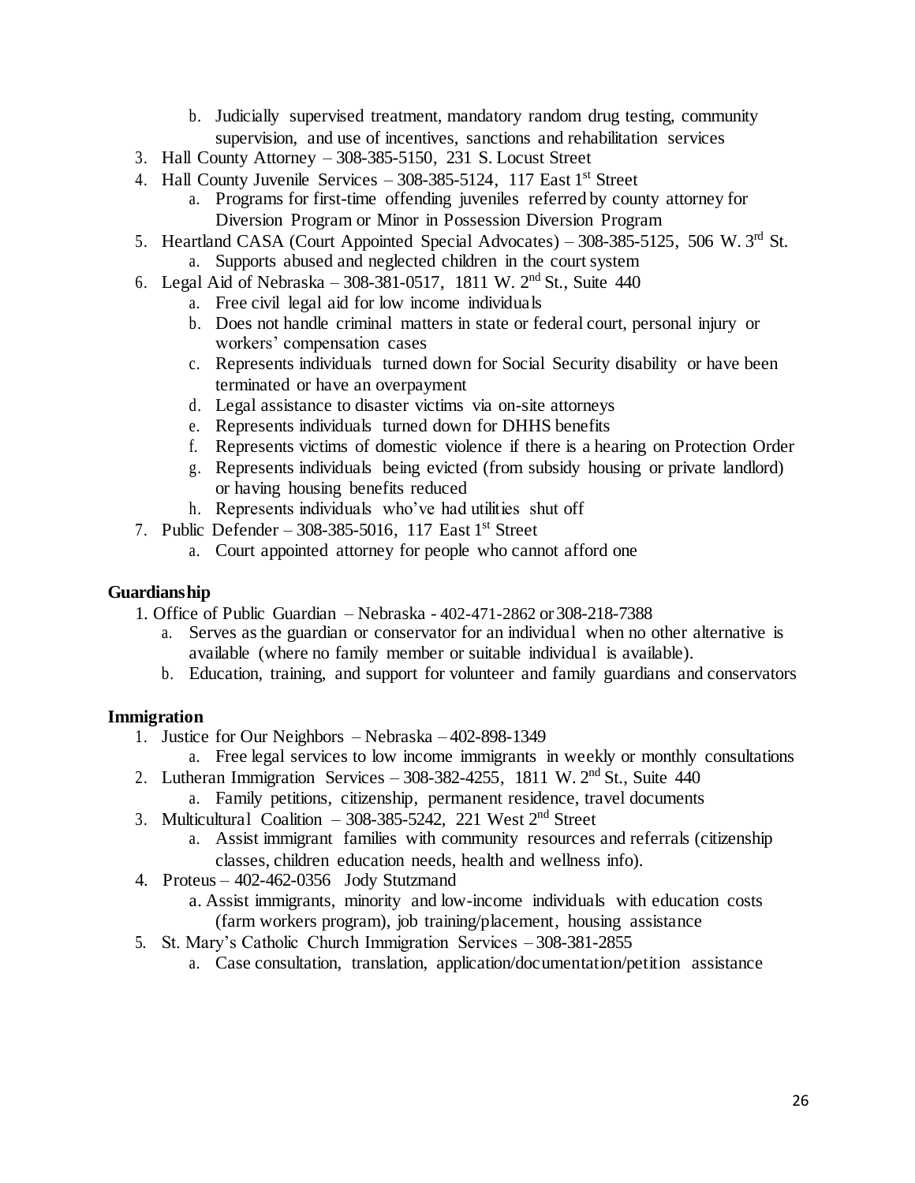b. Judicially supervised treatment, mandatory random drug testing, community supervision, and use of incentives, sanctions and rehabilitation services

3. Hall County Attorney – 308-385-5150, 231 S. Locust Street
4. Hall County Juvenile Services – 308-385-5124, 117 East 1st Street
   a. Programs for first-time offending juveniles referred by county attorney for Diversion Program or Minor in Possession Diversion Program
5. Heartland CASA (Court Appointed Special Advocates) – 308-385-5125, 506 W. 3rd St.
   a. Supports abused and neglected children in the court system
6. Legal Aid of Nebraska – 308-381-0517, 1811 W. 2nd St., Suite 440
   a. Free civil legal aid for low income individuals
   b. Does not handle criminal matters in state or federal court, personal injury or workers' compensation cases
   c. Represents individuals turned down for Social Security disability or have been terminated or have an overpayment
   d. Legal assistance to disaster victims via on-site attorneys
   e. Represents individuals turned down for DHHS benefits
   f. Represents victims of domestic violence if there is a hearing on Protection Order
   g. Represents individuals being evicted (from subsidy housing or private landlord) or having housing benefits reduced
   h. Represents individuals who've had utilities shut off
7. Public Defender – 308-385-5016, 117 East 1st Street
   a. Court appointed attorney for people who cannot afford one

**Guardianship**

1. Office of Public Guardian – Nebraska - 402-471-2862 or 308-218-7388
   a. Serves as the guardian or conservator for an individual when no other alternative is available (where no family member or suitable individual is available).
   b. Education, training, and support for volunteer and family guardians and conservators

**Immigration**

1. Justice for Our Neighbors – Nebraska – 402-898-1349
   a. Free legal services to low income immigrants in weekly or monthly consultations
2. Lutheran Immigration Services – 308-382-4255, 1811 W. 2nd St., Suite 440
   a. Family petitions, citizenship, permanent residence, travel documents
3. Multicultural Coalition – 308-385-5242, 221 West 2nd Street
   a. Assist immigrant families with community resources and referrals (citizenship classes, children education needs, health and wellness info).
4. Proteus – 402-462-0356 Jody Stutzmand
   a. Assist immigrants, minority and low-income individuals with education costs (farm workers program), job training/placement, housing assistance
5. St. Mary's Catholic Church Immigration Services – 308-381-2855
   a. Case consultation, translation, application/documentation/petition assistance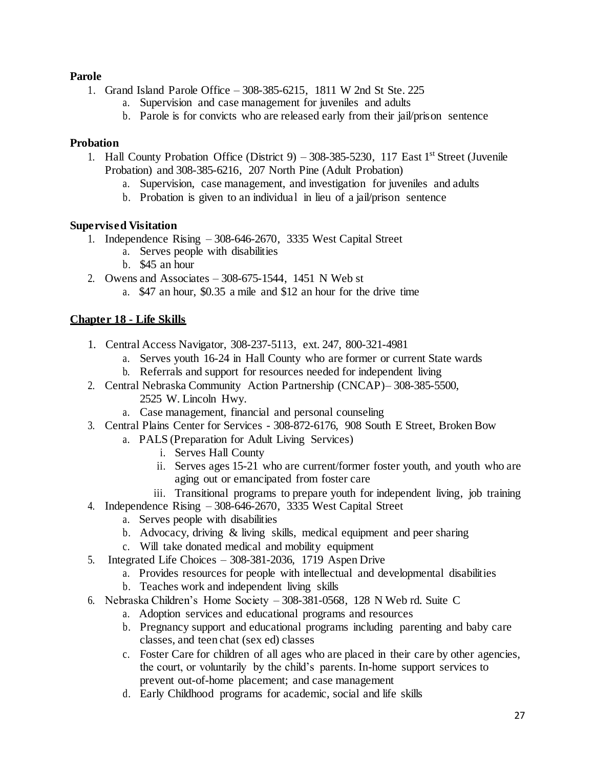**Parole**

1. Grand Island Parole Office – 308-385-6215, 1811 W 2nd St Ste. 225
   a. Supervision and case management for juveniles and adults
   b. Parole is for convicts who are released early from their jail/prison sentence

**Probation**

1. Hall County Probation Office (District 9) – 308-385-5230, 117 East 1st Street (Juvenile Probation) and 308-385-6216, 207 North Pine (Adult Probation)
   a. Supervision, case management, and investigation for juveniles and adults
   b. Probation is given to an individual in lieu of a jail/prison sentence

**Supervised Visitation**

1. Independence Rising – 308-646-2670, 3335 West Capital Street
   a. Serves people with disabilities
   b. $45 an hour
2. Owens and Associates – 308-675-1544, 1451 N Web st
   a. $47 an hour, $0.35 a mile and $12 an hour for the drive time

## **Chapter 18 - Life Skills**

1. Central Access Navigator, 308-237-5113, ext. 247, 800-321-4981
   a. Serves youth 16-24 in Hall County who are former or current State wards
   b. Referrals and support for resources needed for independent living
2. Central Nebraska Community Action Partnership (CNCAP)– 308-385-5500, 2525 W. Lincoln Hwy.
   a. Case management, financial and personal counseling
3. Central Plains Center for Services - 308-872-6176, 908 South E Street, Broken Bow
   a. PALS (Preparation for Adult Living Services)
      i. Serves Hall County
      ii. Serves ages 15-21 who are current/former foster youth, and youth who are aging out or emancipated from foster care
      iii. Transitional programs to prepare youth for independent living, job training
4. Independence Rising – 308-646-2670, 3335 West Capital Street
   a. Serves people with disabilities
   b. Advocacy, driving & living skills, medical equipment and peer sharing
   c. Will take donated medical and mobility equipment
5. Integrated Life Choices – 308-381-2036, 1719 Aspen Drive
   a. Provides resources for people with intellectual and developmental disabilities
   b. Teaches work and independent living skills
6. Nebraska Children's Home Society – 308-381-0568, 128 N Web rd. Suite C
   a. Adoption services and educational programs and resources
   b. Pregnancy support and educational programs including parenting and baby care classes, and teen chat (sex ed) classes
   c. Foster Care for children of all ages who are placed in their care by other agencies, the court, or voluntarily by the child's parents. In-home support services to prevent out-of-home placement; and case management
   d. Early Childhood programs for academic, social and life skills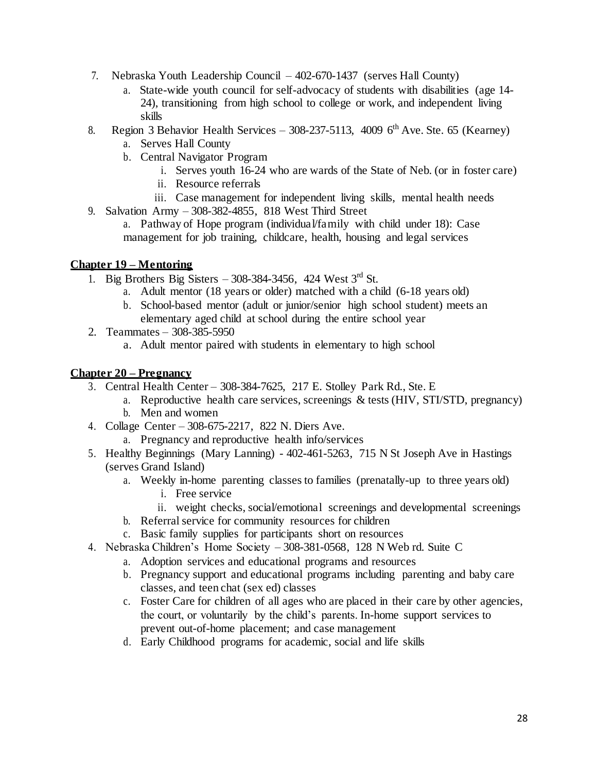7. Nebraska Youth Leadership Council – 402-670-1437 (serves Hall County)
   a. State-wide youth council for self-advocacy of students with disabilities (age 14-24), transitioning from high school to college or work, and independent living skills
8. Region 3 Behavior Health Services – 308-237-5113, 4009 6th Ave. Ste. 65 (Kearney)
   a. Serves Hall County
   b. Central Navigator Program
      i. Serves youth 16-24 who are wards of the State of Neb. (or in foster care)
      ii. Resource referrals
      iii. Case management for independent living skills, mental health needs
9. Salvation Army – 308-382-4855, 818 West Third Street
   a. Pathway of Hope program (individual/family with child under 18): Case management for job training, childcare, health, housing and legal services

## Chapter 19 – Mentoring

1. Big Brothers Big Sisters – 308-384-3456, 424 West 3rd St.
   a. Adult mentor (18 years or older) matched with a child (6-18 years old)
   b. School-based mentor (adult or junior/senior high school student) meets an elementary aged child at school during the entire school year
2. Teammates – 308-385-5950
   a. Adult mentor paired with students in elementary to high school

## Chapter 20 – Pregnancy

3. Central Health Center – 308-384-7625, 217 E. Stolley Park Rd., Ste. E
   a. Reproductive health care services, screenings & tests (HIV, STI/STD, pregnancy)
   b. Men and women
4. Collage Center – 308-675-2217, 822 N. Diers Ave.
   a. Pregnancy and reproductive health info/services
5. Healthy Beginnings (Mary Lanning) - 402-461-5263, 715 N St Joseph Ave in Hastings (serves Grand Island)
   a. Weekly in-home parenting classes to families (prenatally-up to three years old)
      i. Free service
      ii. weight checks, social/emotional screenings and developmental screenings
   b. Referral service for community resources for children
   c. Basic family supplies for participants short on resources
4. Nebraska Children's Home Society – 308-381-0568, 128 N Web rd. Suite C
   a. Adoption services and educational programs and resources
   b. Pregnancy support and educational programs including parenting and baby care classes, and teen chat (sex ed) classes
   c. Foster Care for children of all ages who are placed in their care by other agencies, the court, or voluntarily by the child's parents. In-home support services to prevent out-of-home placement; and case management
   d. Early Childhood programs for academic, social and life skills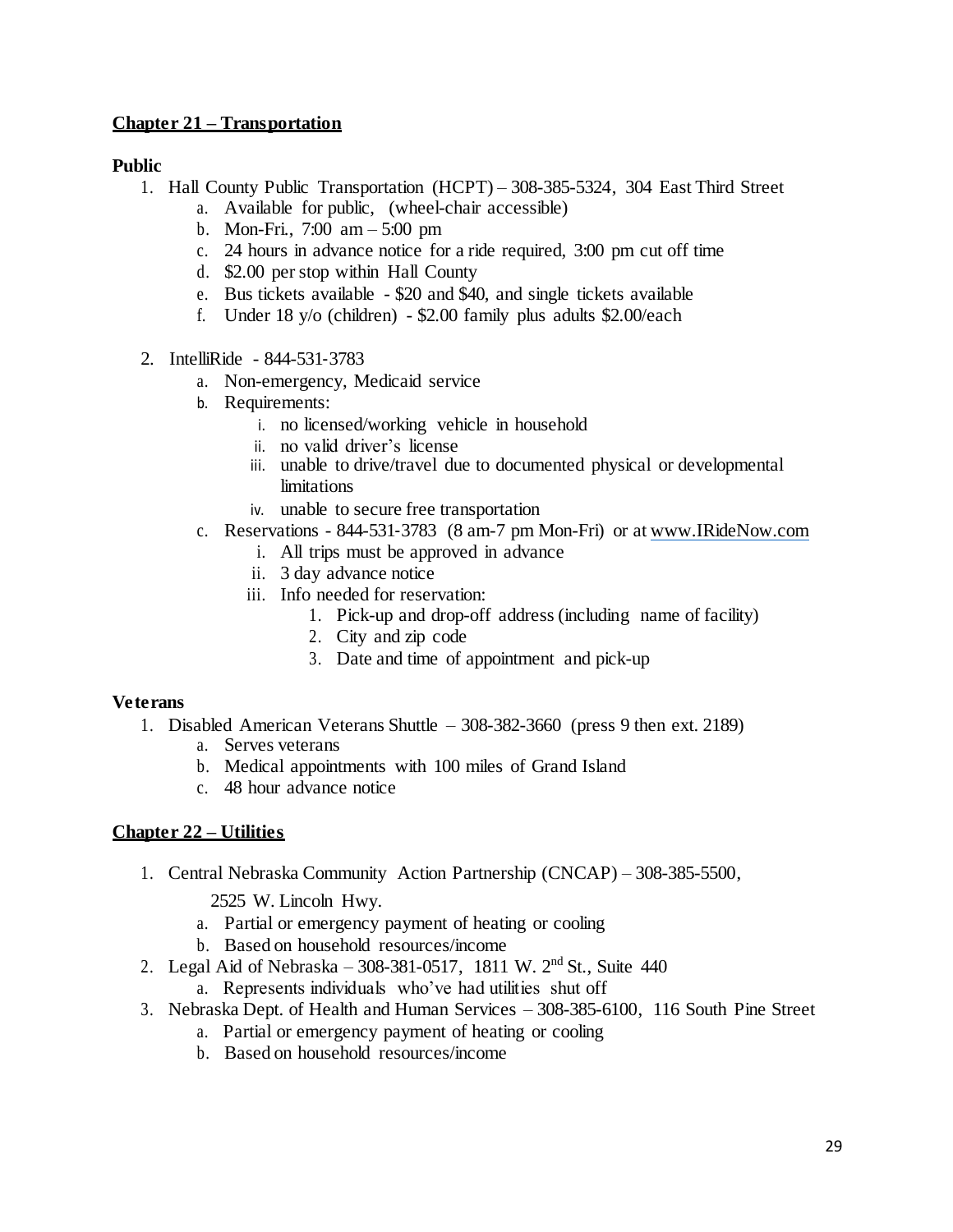## Chapter 21 – Transportation

**Public**

1. Hall County Public Transportation (HCPT) – 308-385-5324, 304 East Third Street
   a. Available for public, (wheel-chair accessible)
   b. Mon-Fri., 7:00 am – 5:00 pm
   c. 24 hours in advance notice for a ride required, 3:00 pm cut off time
   d. $2.00 per stop within Hall County
   e. Bus tickets available - $20 and $40, and single tickets available
   f. Under 18 y/o (children) - $2.00 family plus adults $2.00/each

2. IntelliRide - 844-531-3783
   a. Non-emergency, Medicaid service
   b. Requirements:
      i. no licensed/working vehicle in household
      ii. no valid driver's license
      iii. unable to drive/travel due to documented physical or developmental limitations
      iv. unable to secure free transportation
   c. Reservations - 844-531-3783 (8 am-7 pm Mon-Fri) or at www.IRideNow.com
      i. All trips must be approved in advance
      ii. 3 day advance notice
      iii. Info needed for reservation:
         1. Pick-up and drop-off address (including name of facility)
         2. City and zip code
         3. Date and time of appointment and pick-up

**Veterans**

1. Disabled American Veterans Shuttle – 308-382-3660 (press 9 then ext. 2189)
   a. Serves veterans
   b. Medical appointments with 100 miles of Grand Island
   c. 48 hour advance notice

## Chapter 22 – Utilities

1. Central Nebraska Community Action Partnership (CNCAP) – 308-385-5500,
   2525 W. Lincoln Hwy.
   a. Partial or emergency payment of heating or cooling
   b. Based on household resources/income
2. Legal Aid of Nebraska – 308-381-0517, 1811 W. 2nd St., Suite 440
   a. Represents individuals who've had utilities shut off
3. Nebraska Dept. of Health and Human Services – 308-385-6100, 116 South Pine Street
   a. Partial or emergency payment of heating or cooling
   b. Based on household resources/income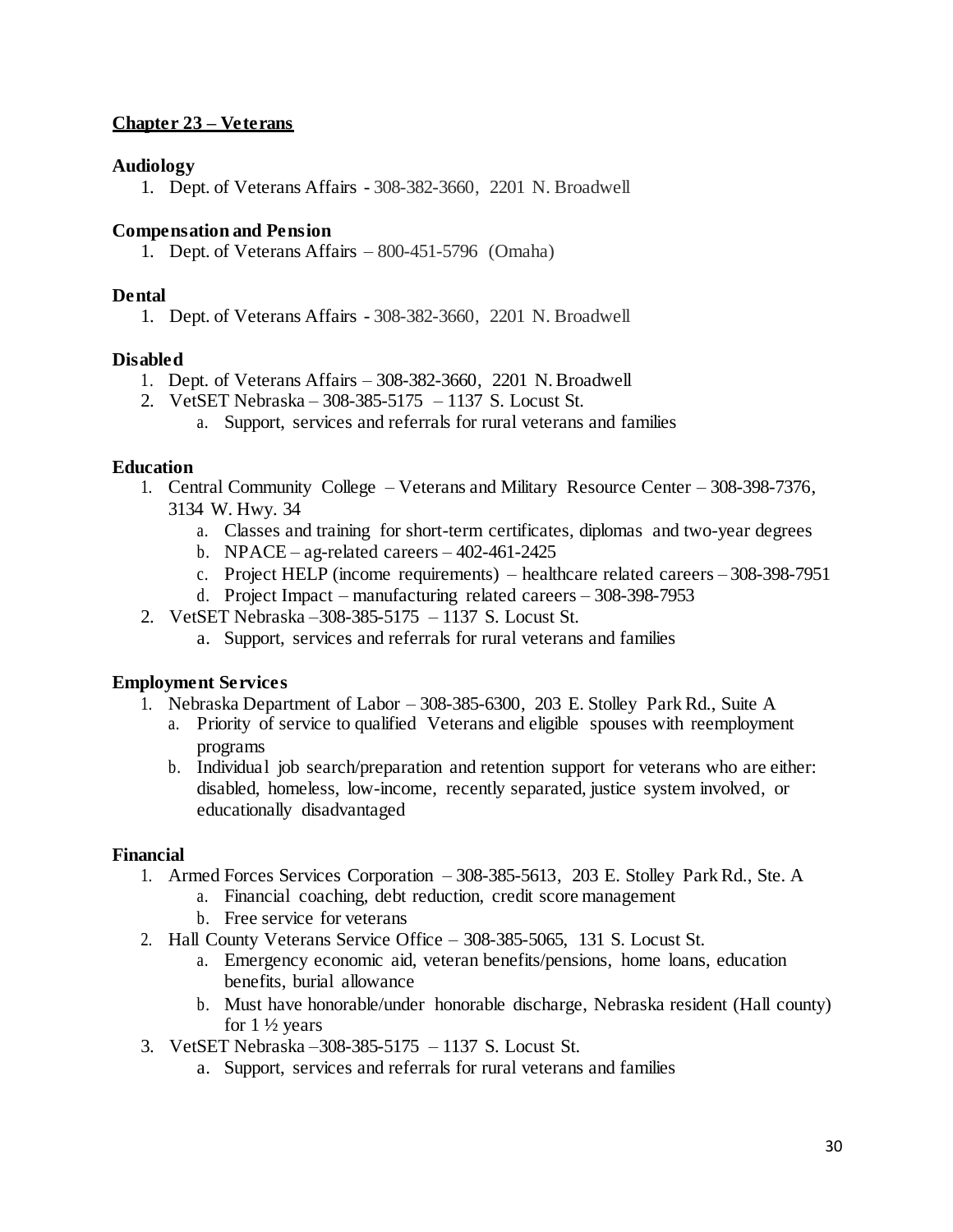## Chapter 23 – Veterans

### Audiology

1. Dept. of Veterans Affairs - 308-382-3660, 2201 N. Broadwell

### Compensation and Pension

1. Dept. of Veterans Affairs – 800-451-5796 (Omaha)

### Dental

1. Dept. of Veterans Affairs - 308-382-3660, 2201 N. Broadwell

### Disabled

1. Dept. of Veterans Affairs – 308-382-3660, 2201 N. Broadwell
2. VetSET Nebraska – 308-385-5175 – 1137 S. Locust St.
   a. Support, services and referrals for rural veterans and families

### Education

1. Central Community College – Veterans and Military Resource Center – 308-398-7376, 3134 W. Hwy. 34
   a. Classes and training for short-term certificates, diplomas and two-year degrees
   b. NPACE – ag-related careers – 402-461-2425
   c. Project HELP (income requirements) – healthcare related careers – 308-398-7951
   d. Project Impact – manufacturing related careers – 308-398-7953
2. VetSET Nebraska –308-385-5175 – 1137 S. Locust St.
   a. Support, services and referrals for rural veterans and families

### Employment Services

1. Nebraska Department of Labor – 308-385-6300, 203 E. Stolley Park Rd., Suite A
   a. Priority of service to qualified Veterans and eligible spouses with reemployment programs
   b. Individual job search/preparation and retention support for veterans who are either: disabled, homeless, low-income, recently separated, justice system involved, or educationally disadvantaged

### Financial

1. Armed Forces Services Corporation – 308-385-5613, 203 E. Stolley Park Rd., Ste. A
   a. Financial coaching, debt reduction, credit score management
   b. Free service for veterans
2. Hall County Veterans Service Office – 308-385-5065, 131 S. Locust St.
   a. Emergency economic aid, veteran benefits/pensions, home loans, education benefits, burial allowance
   b. Must have honorable/under honorable discharge, Nebraska resident (Hall county) for 1 ½ years
3. VetSET Nebraska –308-385-5175 – 1137 S. Locust St.
   a. Support, services and referrals for rural veterans and families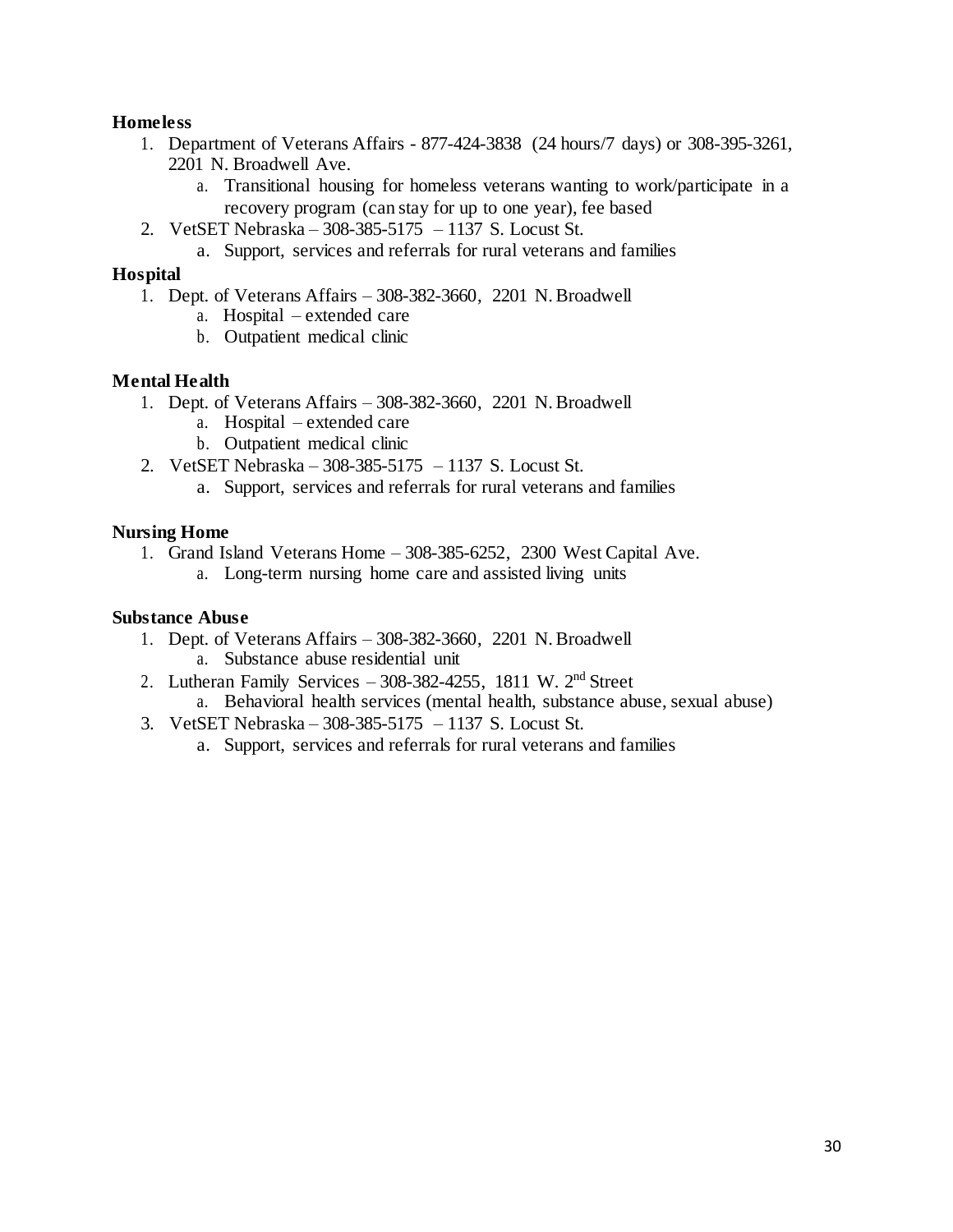**Homeless**

1. Department of Veterans Affairs - 877-424-3838 (24 hours/7 days) or 308-395-3261, 2201 N. Broadwell Ave.
    a. Transitional housing for homeless veterans wanting to work/participate in a recovery program (can stay for up to one year), fee based
2. VetSET Nebraska – 308-385-5175 – 1137 S. Locust St.
    a. Support, services and referrals for rural veterans and families

**Hospital**

1. Dept. of Veterans Affairs – 308-382-3660, 2201 N. Broadwell
    a. Hospital – extended care
    b. Outpatient medical clinic

**Mental Health**

1. Dept. of Veterans Affairs – 308-382-3660, 2201 N. Broadwell
    a. Hospital – extended care
    b. Outpatient medical clinic
2. VetSET Nebraska – 308-385-5175 – 1137 S. Locust St.
    a. Support, services and referrals for rural veterans and families

**Nursing Home**

1. Grand Island Veterans Home – 308-385-6252, 2300 West Capital Ave.
    a. Long-term nursing home care and assisted living units

**Substance Abuse**

1. Dept. of Veterans Affairs – 308-382-3660, 2201 N. Broadwell
    a. Substance abuse residential unit
2. Lutheran Family Services – 308-382-4255, 1811 W. 2nd Street
    a. Behavioral health services (mental health, substance abuse, sexual abuse)
3. VetSET Nebraska – 308-385-5175 – 1137 S. Locust St.
    a. Support, services and referrals for rural veterans and families